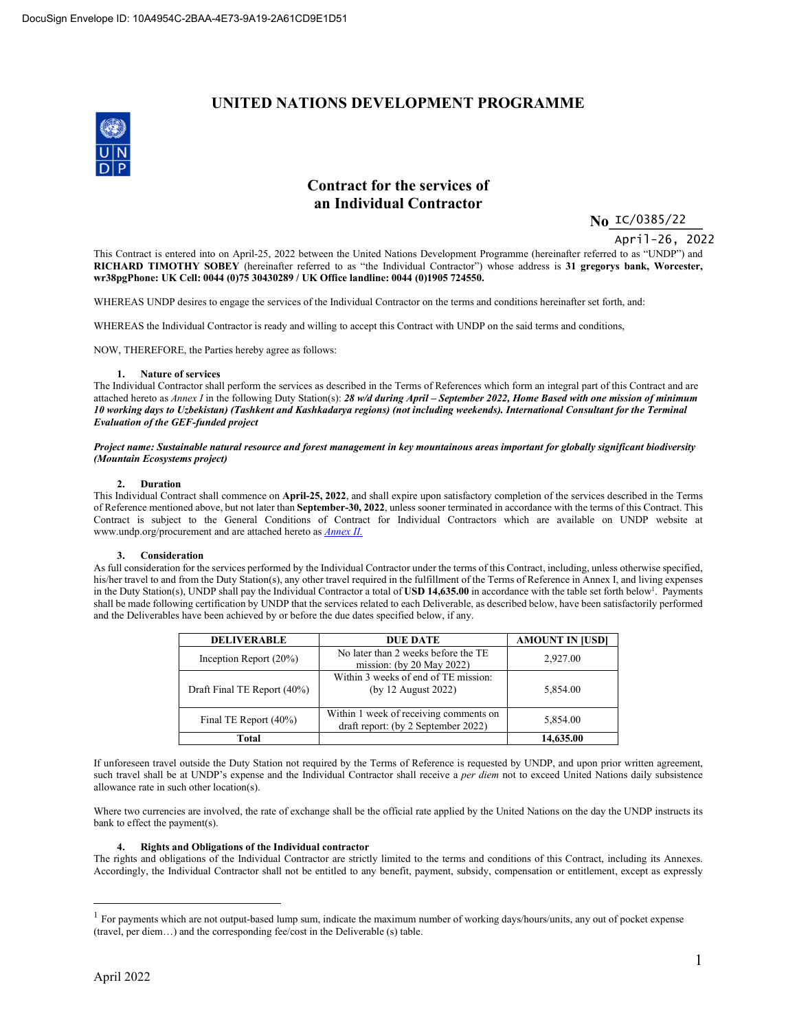DocuSign Envelope ID: 10A4954C-2BAA-4E73-9A19-2A61CD9E1D51

# UNITED NATIONS DEVELOPMENT PROGRAMME

## Contract for the services of an Individual Contractor

**No** IC/0385/22

April-26, 2022

This Contract is entered into on April-25, 2022 between the United Nations Development Programme (hereinafter referred to as "UNDP") and **RICHARD TIMOTHY SOBEY** (hereinafter referred to as "the Individual Contractor") whose address is **31 gregorys bank, Worcester, wr38pgPhone: UK Cell: 0044 (0)75 30430289 / UK Office landline: 0044 (0)1905 724550.**

WHEREAS UNDP desires to engage the services of the Individual Contractor on the terms and conditions hereinafter set forth, and:

WHEREAS the Individual Contractor is ready and willing to accept this Contract with UNDP on the said terms and conditions,

NOW, THEREFORE, the Parties hereby agree as follows:

**1. Nature of services**

The Individual Contractor shall perform the services as described in the Terms of References which form an integral part of this Contract and are attached hereto as *Annex I* in the following Duty Station(s): ***28 w/d during April – September 2022, Home Based with one mission of minimum 10 working days to Uzbekistan) (Tashkent and Kashkadarya regions) (not including weekends). International Consultant for the Terminal Evaluation of the GEF-funded project***

***Project name: Sustainable natural resource and forest management in key mountainous areas important for globally significant biodiversity (Mountain Ecosystems project)***

**2. Duration**

This Individual Contract shall commence on **April-25, 2022**, and shall expire upon satisfactory completion of the services described in the Terms of Reference mentioned above, but not later than **September-30, 2022**, unless sooner terminated in accordance with the terms of this Contract. This Contract is subject to the General Conditions of Contract for Individual Contractors which are available on UNDP website at www.undp.org/procurement and are attached hereto as *Annex II.*

**3. Consideration**

As full consideration for the services performed by the Individual Contractor under the terms of this Contract, including, unless otherwise specified, his/her travel to and from the Duty Station(s), any other travel required in the fulfillment of the Terms of Reference in Annex I, and living expenses in the Duty Station(s), UNDP shall pay the Individual Contractor a total of **USD 14,635.00** in accordance with the table set forth below[1]. Payments shall be made following certification by UNDP that the services related to each Deliverable, as described below, have been satisfactorily performed and the Deliverables have been achieved by or before the due dates specified below, if any.

| DELIVERABLE | DUE DATE | AMOUNT IN [USD] |
|---|---|---|
| Inception Report (20%) | No later than 2 weeks before the TE mission: (by 20 May 2022) | 2,927.00 |
| Draft Final TE Report (40%) | Within 3 weeks of end of TE mission: (by 12 August 2022) | 5,854.00 |
| Final TE Report (40%) | Within 1 week of receiving comments on draft report: (by 2 September 2022) | 5,854.00 |
| **Total** | | **14,635.00** |

If unforeseen travel outside the Duty Station not required by the Terms of Reference is requested by UNDP, and upon prior written agreement, such travel shall be at UNDP's expense and the Individual Contractor shall receive a *per diem* not to exceed United Nations daily subsistence allowance rate in such other location(s).

Where two currencies are involved, the rate of exchange shall be the official rate applied by the United Nations on the day the UNDP instructs its bank to effect the payment(s).

**4. Rights and Obligations of the Individual contractor**

The rights and obligations of the Individual Contractor are strictly limited to the terms and conditions of this Contract, including its Annexes. Accordingly, the Individual Contractor shall not be entitled to any benefit, payment, subsidy, compensation or entitlement, except as expressly

[1] For payments which are not output-based lump sum, indicate the maximum number of working days/hours/units, any out of pocket expense (travel, per diem…) and the corresponding fee/cost in the Deliverable (s) table.

April 2022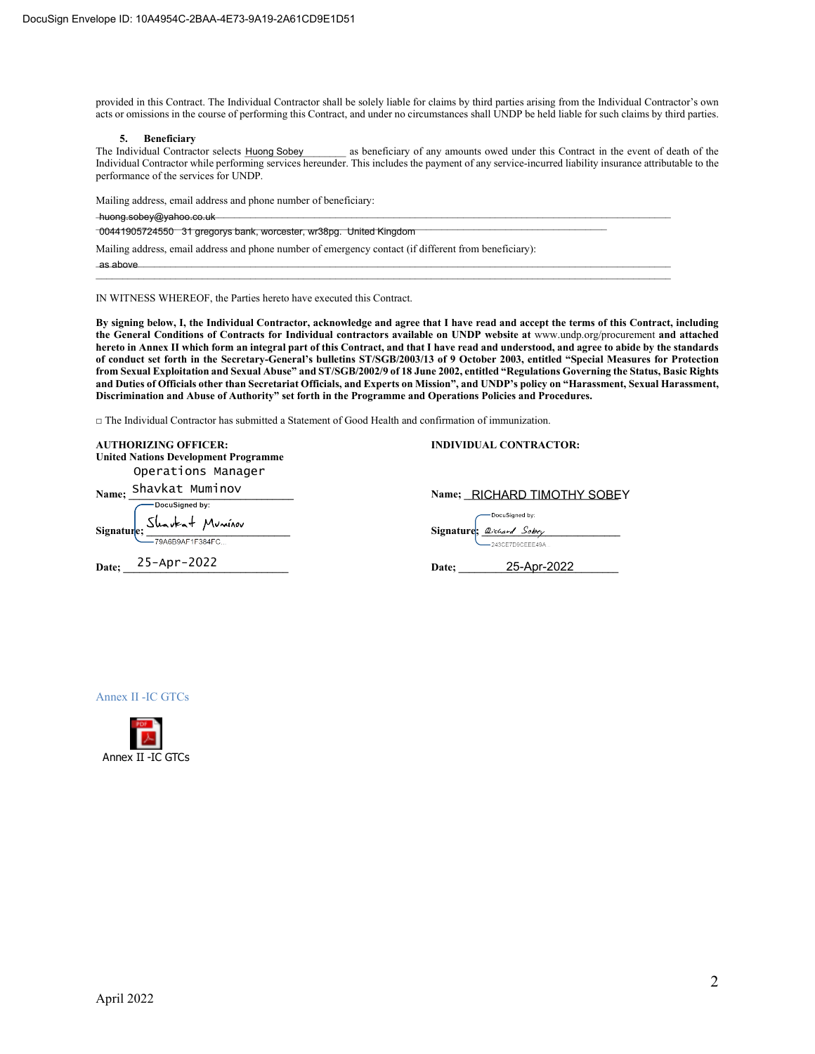DocuSign Envelope ID: 10A4954C-2BAA-4E73-9A19-2A61CD9E1D51

provided in this Contract. The Individual Contractor shall be solely liable for claims by third parties arising from the Individual Contractor's own acts or omissions in the course of performing this Contract, and under no circumstances shall UNDP be held liable for such claims by third parties.

**5. Beneficiary**

The Individual Contractor selects Huong Sobey ________ as beneficiary of any amounts owed under this Contract in the event of death of the Individual Contractor while performing services hereunder. This includes the payment of any service-incurred liability insurance attributable to the performance of the services for UNDP.

Mailing address, email address and phone number of beneficiary:

huong.sobey@yahoo.co.uk

00441905724550 31 gregorys bank, worcester, wr38pg. United Kingdom

Mailing address, email address and phone number of emergency contact (if different from beneficiary):

as above

IN WITNESS WHEREOF, the Parties hereto have executed this Contract.

**By signing below, I, the Individual Contractor, acknowledge and agree that I have read and accept the terms of this Contract, including the General Conditions of Contracts for Individual contractors available on UNDP website at** www.undp.org/procurement **and attached hereto in Annex II which form an integral part of this Contract, and that I have read and understood, and agree to abide by the standards of conduct set forth in the Secretary-General's bulletins ST/SGB/2003/13 of 9 October 2003, entitled "Special Measures for Protection from Sexual Exploitation and Sexual Abuse" and ST/SGB/2002/9 of 18 June 2002, entitled "Regulations Governing the Status, Basic Rights and Duties of Officials other than Secretariat Officials, and Experts on Mission", and UNDP's policy on "Harassment, Sexual Harassment, Discrimination and Abuse of Authority" set forth in the Programme and Operations Policies and Procedures.**

□ The Individual Contractor has submitted a Statement of Good Health and confirmation of immunization.

**AUTHORIZING OFFICER:**
**United Nations Development Programme**
Operations Manager

Name; Shavkat Muminov

Signature; DocuSigned by: Shavkat Muminov 79A6B9AF1F384FC...

Date; 25-Apr-2022

**INDIVIDUAL CONTRACTOR:**

Name; RICHARD TIMOTHY SOBEY

Signature; DocuSigned by: Richard Sobey 243CE7D9CEEE49A...

Date; 25-Apr-2022

Annex II -IC GTCs

Annex II -IC GTCs

April 2022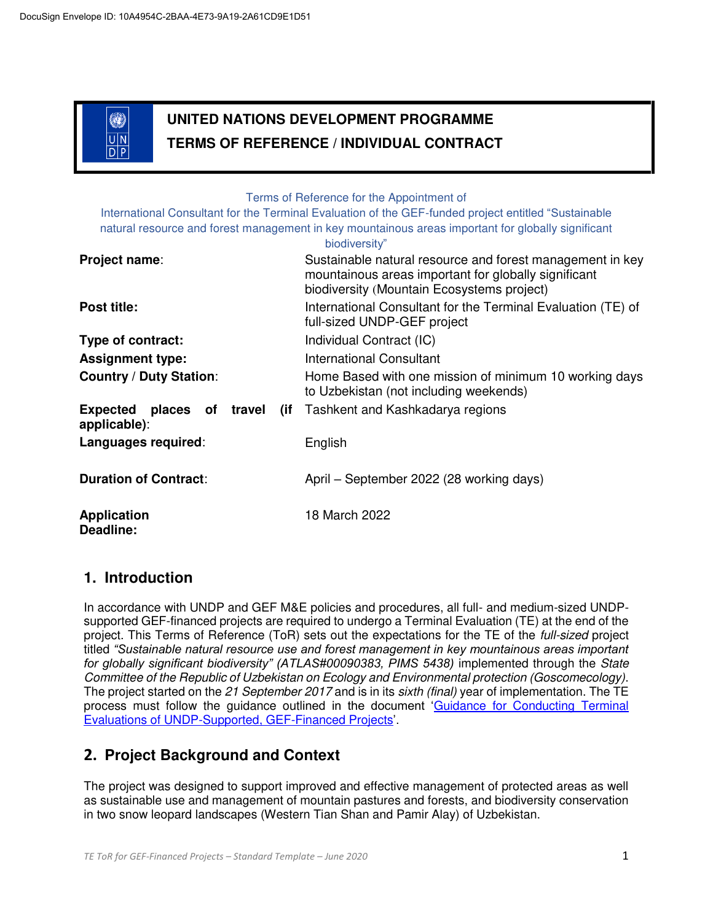DocuSign Envelope ID: 10A4954C-2BAA-4E73-9A19-2A61CD9E1D51

# UNITED NATIONS DEVELOPMENT PROGRAMME
# TERMS OF REFERENCE / INDIVIDUAL CONTRACT

Terms of Reference for the Appointment of
International Consultant for the Terminal Evaluation of the GEF-funded project entitled "Sustainable natural resource and forest management in key mountainous areas important for globally significant biodiversity"

| | |
|---|---|
| **Project name**: | Sustainable natural resource and forest management in key mountainous areas important for globally significant biodiversity (Mountain Ecosystems project) |
| **Post title:** | International Consultant for the Terminal Evaluation (TE) of full-sized UNDP-GEF project |
| **Type of contract:** | Individual Contract (IC) |
| **Assignment type:** | International Consultant |
| **Country / Duty Station**: | Home Based with one mission of minimum 10 working days to Uzbekistan (not including weekends) |
| **Expected places of travel (if applicable)**: | Tashkent and Kashkadarya regions |
| **Languages required**: | English |
| **Duration of Contract**: | April – September 2022 (28 working days) |
| **Application Deadline:** | 18 March 2022 |

## 1. Introduction

In accordance with UNDP and GEF M&E policies and procedures, all full- and medium-sized UNDP-supported GEF-financed projects are required to undergo a Terminal Evaluation (TE) at the end of the project. This Terms of Reference (ToR) sets out the expectations for the TE of the *full-sized* project titled *"Sustainable natural resource use and forest management in key mountainous areas important for globally significant biodiversity" (ATLAS#00090383, PIMS 5438)* implemented through the *State Committee of the Republic of Uzbekistan on Ecology and Environmental protection (Goscomecology)*. The project started on the *21 September 2017* and is in its *sixth (final)* year of implementation. The TE process must follow the guidance outlined in the document 'Guidance for Conducting Terminal Evaluations of UNDP-Supported, GEF-Financed Projects'.

## 2. Project Background and Context

The project was designed to support improved and effective management of protected areas as well as sustainable use and management of mountain pastures and forests, and biodiversity conservation in two snow leopard landscapes (Western Tian Shan and Pamir Alay) of Uzbekistan.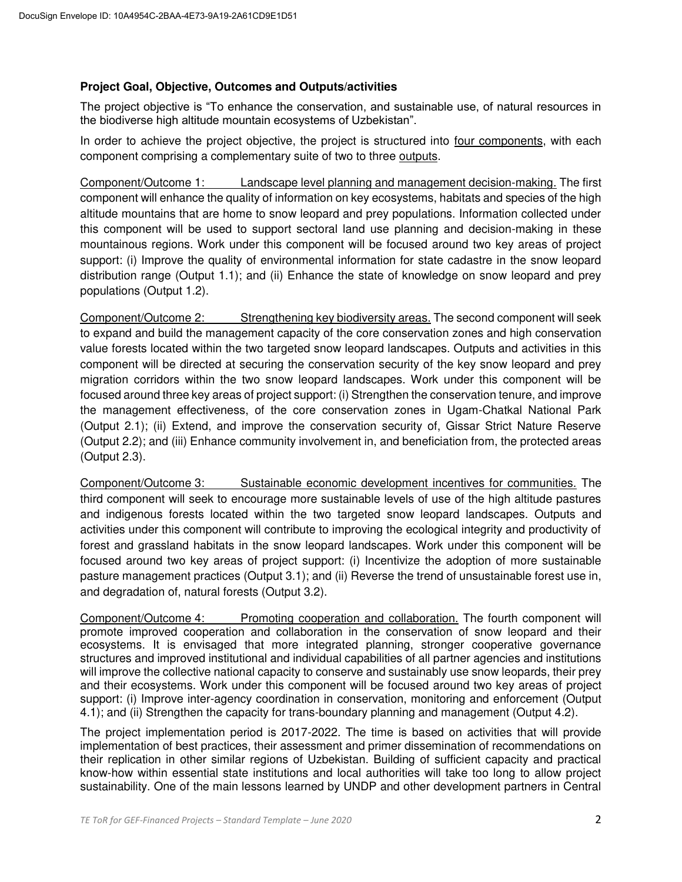### Project Goal, Objective, Outcomes and Outputs/activities

The project objective is "To enhance the conservation, and sustainable use, of natural resources in the biodiverse high altitude mountain ecosystems of Uzbekistan".

In order to achieve the project objective, the project is structured into four components, with each component comprising a complementary suite of two to three outputs.

Component/Outcome 1: Landscape level planning and management decision-making. The first component will enhance the quality of information on key ecosystems, habitats and species of the high altitude mountains that are home to snow leopard and prey populations. Information collected under this component will be used to support sectoral land use planning and decision-making in these mountainous regions. Work under this component will be focused around two key areas of project support: (i) Improve the quality of environmental information for state cadastre in the snow leopard distribution range (Output 1.1); and (ii) Enhance the state of knowledge on snow leopard and prey populations (Output 1.2).

Component/Outcome 2: Strengthening key biodiversity areas. The second component will seek to expand and build the management capacity of the core conservation zones and high conservation value forests located within the two targeted snow leopard landscapes. Outputs and activities in this component will be directed at securing the conservation security of the key snow leopard and prey migration corridors within the two snow leopard landscapes. Work under this component will be focused around three key areas of project support: (i) Strengthen the conservation tenure, and improve the management effectiveness, of the core conservation zones in Ugam-Chatkal National Park (Output 2.1); (ii) Extend, and improve the conservation security of, Gissar Strict Nature Reserve (Output 2.2); and (iii) Enhance community involvement in, and beneficiation from, the protected areas (Output 2.3).

Component/Outcome 3: Sustainable economic development incentives for communities. The third component will seek to encourage more sustainable levels of use of the high altitude pastures and indigenous forests located within the two targeted snow leopard landscapes. Outputs and activities under this component will contribute to improving the ecological integrity and productivity of forest and grassland habitats in the snow leopard landscapes. Work under this component will be focused around two key areas of project support: (i) Incentivize the adoption of more sustainable pasture management practices (Output 3.1); and (ii) Reverse the trend of unsustainable forest use in, and degradation of, natural forests (Output 3.2).

Component/Outcome 4: Promoting cooperation and collaboration. The fourth component will promote improved cooperation and collaboration in the conservation of snow leopard and their ecosystems. It is envisaged that more integrated planning, stronger cooperative governance structures and improved institutional and individual capabilities of all partner agencies and institutions will improve the collective national capacity to conserve and sustainably use snow leopards, their prey and their ecosystems. Work under this component will be focused around two key areas of project support: (i) Improve inter-agency coordination in conservation, monitoring and enforcement (Output 4.1); and (ii) Strengthen the capacity for trans-boundary planning and management (Output 4.2).

The project implementation period is 2017-2022. The time is based on activities that will provide implementation of best practices, their assessment and primer dissemination of recommendations on their replication in other similar regions of Uzbekistan. Building of sufficient capacity and practical know-how within essential state institutions and local authorities will take too long to allow project sustainability. One of the main lessons learned by UNDP and other development partners in Central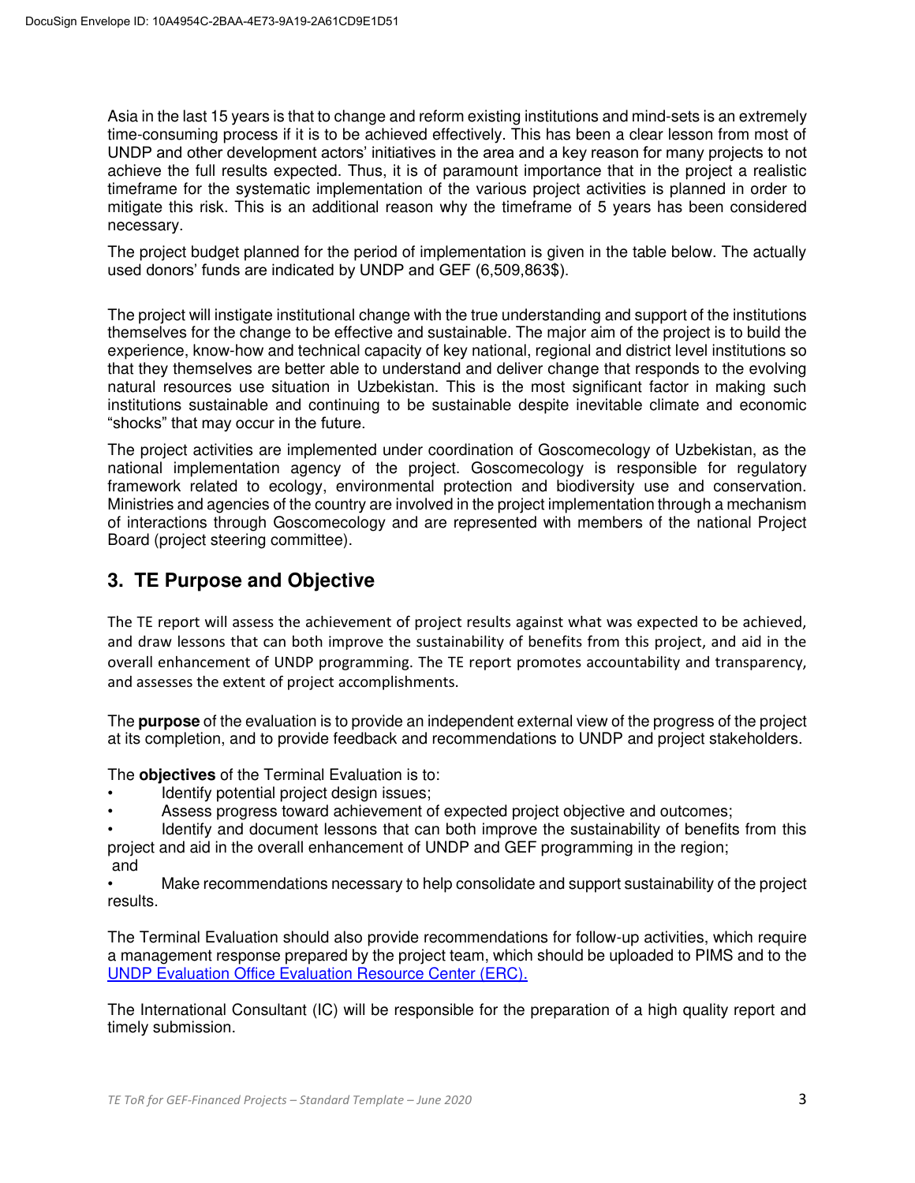Asia in the last 15 years is that to change and reform existing institutions and mind-sets is an extremely time-consuming process if it is to be achieved effectively. This has been a clear lesson from most of UNDP and other development actors' initiatives in the area and a key reason for many projects to not achieve the full results expected. Thus, it is of paramount importance that in the project a realistic timeframe for the systematic implementation of the various project activities is planned in order to mitigate this risk. This is an additional reason why the timeframe of 5 years has been considered necessary.

The project budget planned for the period of implementation is given in the table below. The actually used donors' funds are indicated by UNDP and GEF (6,509,863$).

The project will instigate institutional change with the true understanding and support of the institutions themselves for the change to be effective and sustainable. The major aim of the project is to build the experience, know-how and technical capacity of key national, regional and district level institutions so that they themselves are better able to understand and deliver change that responds to the evolving natural resources use situation in Uzbekistan. This is the most significant factor in making such institutions sustainable and continuing to be sustainable despite inevitable climate and economic "shocks" that may occur in the future.

The project activities are implemented under coordination of Goscomecology of Uzbekistan, as the national implementation agency of the project. Goscomecology is responsible for regulatory framework related to ecology, environmental protection and biodiversity use and conservation. Ministries and agencies of the country are involved in the project implementation through a mechanism of interactions through Goscomecology and are represented with members of the national Project Board (project steering committee).

## 3. TE Purpose and Objective

The TE report will assess the achievement of project results against what was expected to be achieved, and draw lessons that can both improve the sustainability of benefits from this project, and aid in the overall enhancement of UNDP programming. The TE report promotes accountability and transparency, and assesses the extent of project accomplishments.

The **purpose** of the evaluation is to provide an independent external view of the progress of the project at its completion, and to provide feedback and recommendations to UNDP and project stakeholders.

The **objectives** of the Terminal Evaluation is to:

- Identify potential project design issues;
- Assess progress toward achievement of expected project objective and outcomes;
- Identify and document lessons that can both improve the sustainability of benefits from this project and aid in the overall enhancement of UNDP and GEF programming in the region; and
- Make recommendations necessary to help consolidate and support sustainability of the project results.

The Terminal Evaluation should also provide recommendations for follow-up activities, which require a management response prepared by the project team, which should be uploaded to PIMS and to the UNDP Evaluation Office Evaluation Resource Center (ERC).

The International Consultant (IC) will be responsible for the preparation of a high quality report and timely submission.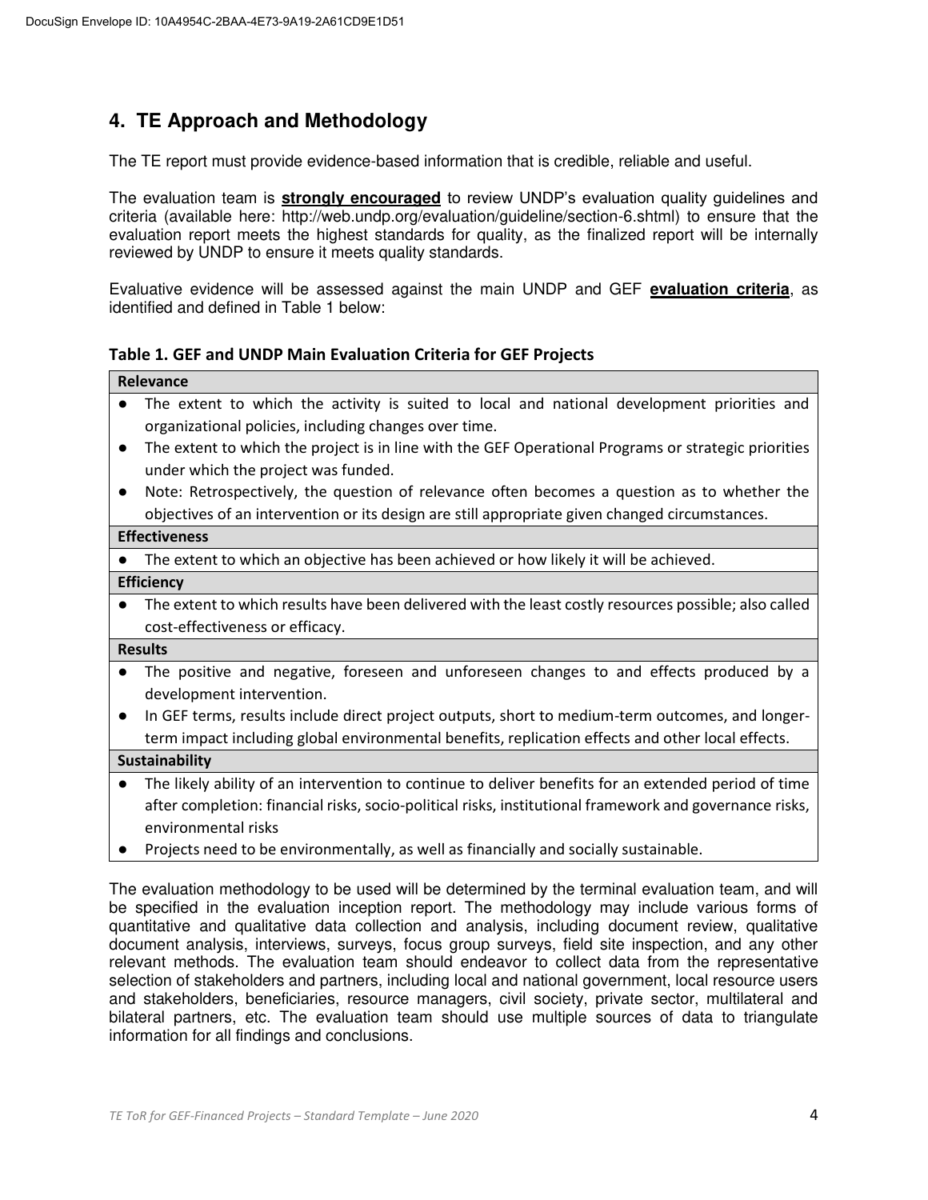## 4. TE Approach and Methodology

The TE report must provide evidence-based information that is credible, reliable and useful.

The evaluation team is **strongly encouraged** to review UNDP's evaluation quality guidelines and criteria (available here: http://web.undp.org/evaluation/guideline/section-6.shtml) to ensure that the evaluation report meets the highest standards for quality, as the finalized report will be internally reviewed by UNDP to ensure it meets quality standards.

Evaluative evidence will be assessed against the main UNDP and GEF **evaluation criteria**, as identified and defined in Table 1 below:

**Table 1. GEF and UNDP Main Evaluation Criteria for GEF Projects**

| **Relevance** |
|---|
| ● The extent to which the activity is suited to local and national development priorities and organizational policies, including changes over time.<br>● The extent to which the project is in line with the GEF Operational Programs or strategic priorities under which the project was funded.<br>● Note: Retrospectively, the question of relevance often becomes a question as to whether the objectives of an intervention or its design are still appropriate given changed circumstances. |
| **Effectiveness** |
| ● The extent to which an objective has been achieved or how likely it will be achieved. |
| **Efficiency** |
| ● The extent to which results have been delivered with the least costly resources possible; also called cost-effectiveness or efficacy. |
| **Results** |
| ● The positive and negative, foreseen and unforeseen changes to and effects produced by a development intervention.<br>● In GEF terms, results include direct project outputs, short to medium-term outcomes, and longer-term impact including global environmental benefits, replication effects and other local effects. |
| **Sustainability** |
| ● The likely ability of an intervention to continue to deliver benefits for an extended period of time after completion: financial risks, socio-political risks, institutional framework and governance risks, environmental risks<br>● Projects need to be environmentally, as well as financially and socially sustainable. |

The evaluation methodology to be used will be determined by the terminal evaluation team, and will be specified in the evaluation inception report. The methodology may include various forms of quantitative and qualitative data collection and analysis, including document review, qualitative document analysis, interviews, surveys, focus group surveys, field site inspection, and any other relevant methods. The evaluation team should endeavor to collect data from the representative selection of stakeholders and partners, including local and national government, local resource users and stakeholders, beneficiaries, resource managers, civil society, private sector, multilateral and bilateral partners, etc. The evaluation team should use multiple sources of data to triangulate information for all findings and conclusions.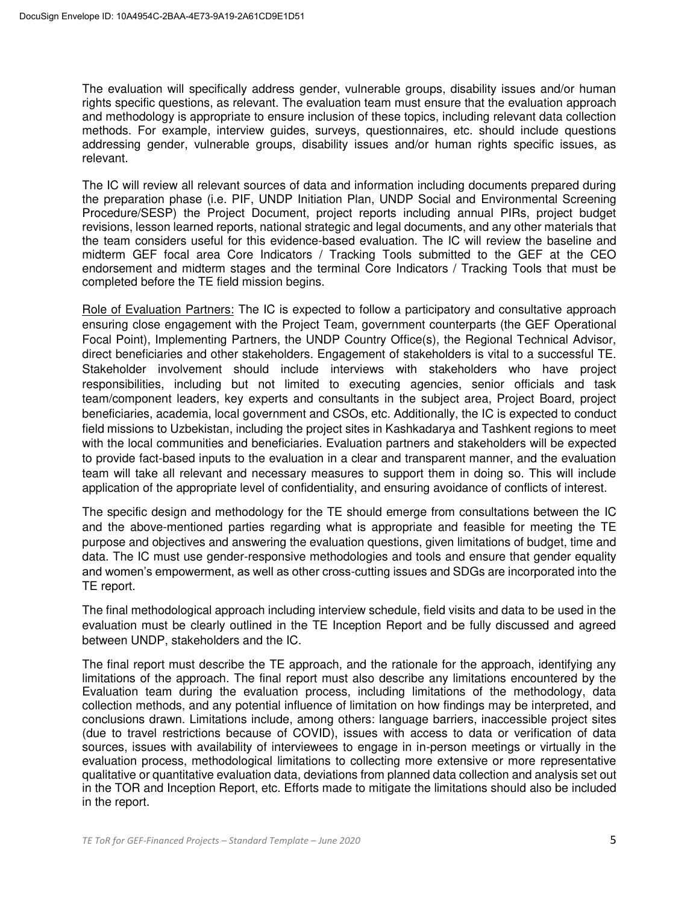The evaluation will specifically address gender, vulnerable groups, disability issues and/or human rights specific questions, as relevant. The evaluation team must ensure that the evaluation approach and methodology is appropriate to ensure inclusion of these topics, including relevant data collection methods. For example, interview guides, surveys, questionnaires, etc. should include questions addressing gender, vulnerable groups, disability issues and/or human rights specific issues, as relevant.

The IC will review all relevant sources of data and information including documents prepared during the preparation phase (i.e. PIF, UNDP Initiation Plan, UNDP Social and Environmental Screening Procedure/SESP) the Project Document, project reports including annual PIRs, project budget revisions, lesson learned reports, national strategic and legal documents, and any other materials that the team considers useful for this evidence-based evaluation. The IC will review the baseline and midterm GEF focal area Core Indicators / Tracking Tools submitted to the GEF at the CEO endorsement and midterm stages and the terminal Core Indicators / Tracking Tools that must be completed before the TE field mission begins.

Role of Evaluation Partners: The IC is expected to follow a participatory and consultative approach ensuring close engagement with the Project Team, government counterparts (the GEF Operational Focal Point), Implementing Partners, the UNDP Country Office(s), the Regional Technical Advisor, direct beneficiaries and other stakeholders. Engagement of stakeholders is vital to a successful TE. Stakeholder involvement should include interviews with stakeholders who have project responsibilities, including but not limited to executing agencies, senior officials and task team/component leaders, key experts and consultants in the subject area, Project Board, project beneficiaries, academia, local government and CSOs, etc. Additionally, the IC is expected to conduct field missions to Uzbekistan, including the project sites in Kashkadarya and Tashkent regions to meet with the local communities and beneficiaries. Evaluation partners and stakeholders will be expected to provide fact-based inputs to the evaluation in a clear and transparent manner, and the evaluation team will take all relevant and necessary measures to support them in doing so. This will include application of the appropriate level of confidentiality, and ensuring avoidance of conflicts of interest.

The specific design and methodology for the TE should emerge from consultations between the IC and the above-mentioned parties regarding what is appropriate and feasible for meeting the TE purpose and objectives and answering the evaluation questions, given limitations of budget, time and data. The IC must use gender-responsive methodologies and tools and ensure that gender equality and women's empowerment, as well as other cross-cutting issues and SDGs are incorporated into the TE report.

The final methodological approach including interview schedule, field visits and data to be used in the evaluation must be clearly outlined in the TE Inception Report and be fully discussed and agreed between UNDP, stakeholders and the IC.

The final report must describe the TE approach, and the rationale for the approach, identifying any limitations of the approach. The final report must also describe any limitations encountered by the Evaluation team during the evaluation process, including limitations of the methodology, data collection methods, and any potential influence of limitation on how findings may be interpreted, and conclusions drawn. Limitations include, among others: language barriers, inaccessible project sites (due to travel restrictions because of COVID), issues with access to data or verification of data sources, issues with availability of interviewees to engage in in-person meetings or virtually in the evaluation process, methodological limitations to collecting more extensive or more representative qualitative or quantitative evaluation data, deviations from planned data collection and analysis set out in the TOR and Inception Report, etc. Efforts made to mitigate the limitations should also be included in the report.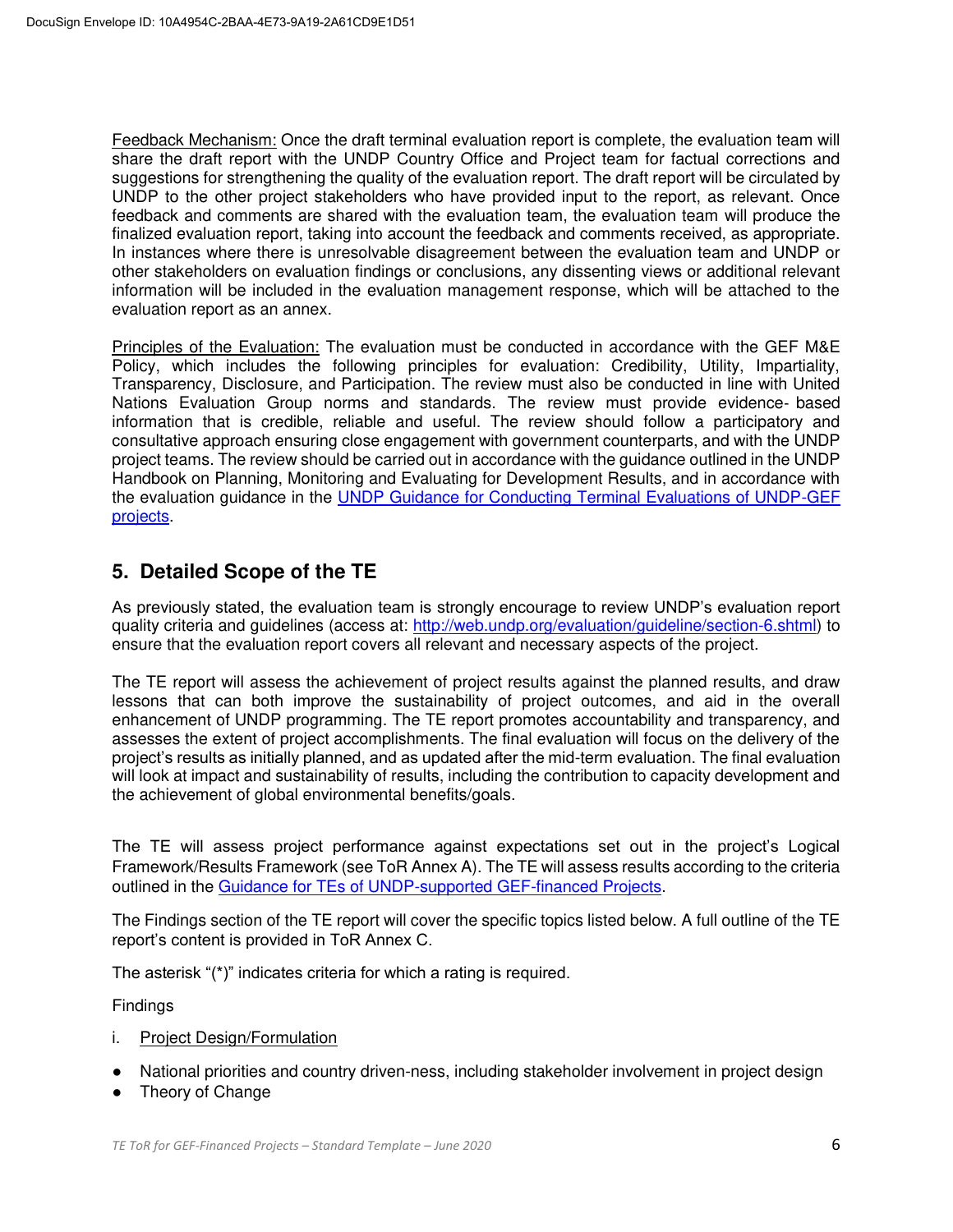Feedback Mechanism: Once the draft terminal evaluation report is complete, the evaluation team will share the draft report with the UNDP Country Office and Project team for factual corrections and suggestions for strengthening the quality of the evaluation report. The draft report will be circulated by UNDP to the other project stakeholders who have provided input to the report, as relevant. Once feedback and comments are shared with the evaluation team, the evaluation team will produce the finalized evaluation report, taking into account the feedback and comments received, as appropriate. In instances where there is unresolvable disagreement between the evaluation team and UNDP or other stakeholders on evaluation findings or conclusions, any dissenting views or additional relevant information will be included in the evaluation management response, which will be attached to the evaluation report as an annex.

Principles of the Evaluation: The evaluation must be conducted in accordance with the GEF M&E Policy, which includes the following principles for evaluation: Credibility, Utility, Impartiality, Transparency, Disclosure, and Participation. The review must also be conducted in line with United Nations Evaluation Group norms and standards. The review must provide evidence- based information that is credible, reliable and useful. The review should follow a participatory and consultative approach ensuring close engagement with government counterparts, and with the UNDP project teams. The review should be carried out in accordance with the guidance outlined in the UNDP Handbook on Planning, Monitoring and Evaluating for Development Results, and in accordance with the evaluation guidance in the [UNDP Guidance for Conducting Terminal Evaluations of UNDP-GEF projects](#).

## 5. Detailed Scope of the TE

As previously stated, the evaluation team is strongly encourage to review UNDP's evaluation report quality criteria and guidelines (access at: http://web.undp.org/evaluation/guideline/section-6.shtml) to ensure that the evaluation report covers all relevant and necessary aspects of the project.

The TE report will assess the achievement of project results against the planned results, and draw lessons that can both improve the sustainability of project outcomes, and aid in the overall enhancement of UNDP programming. The TE report promotes accountability and transparency, and assesses the extent of project accomplishments. The final evaluation will focus on the delivery of the project's results as initially planned, and as updated after the mid-term evaluation. The final evaluation will look at impact and sustainability of results, including the contribution to capacity development and the achievement of global environmental benefits/goals.

The TE will assess project performance against expectations set out in the project's Logical Framework/Results Framework (see ToR Annex A). The TE will assess results according to the criteria outlined in the [Guidance for TEs of UNDP-supported GEF-financed Projects](#).

The Findings section of the TE report will cover the specific topics listed below. A full outline of the TE report's content is provided in ToR Annex C.

The asterisk "(*)" indicates criteria for which a rating is required.

Findings

i. Project Design/Formulation

- National priorities and country driven-ness, including stakeholder involvement in project design
- Theory of Change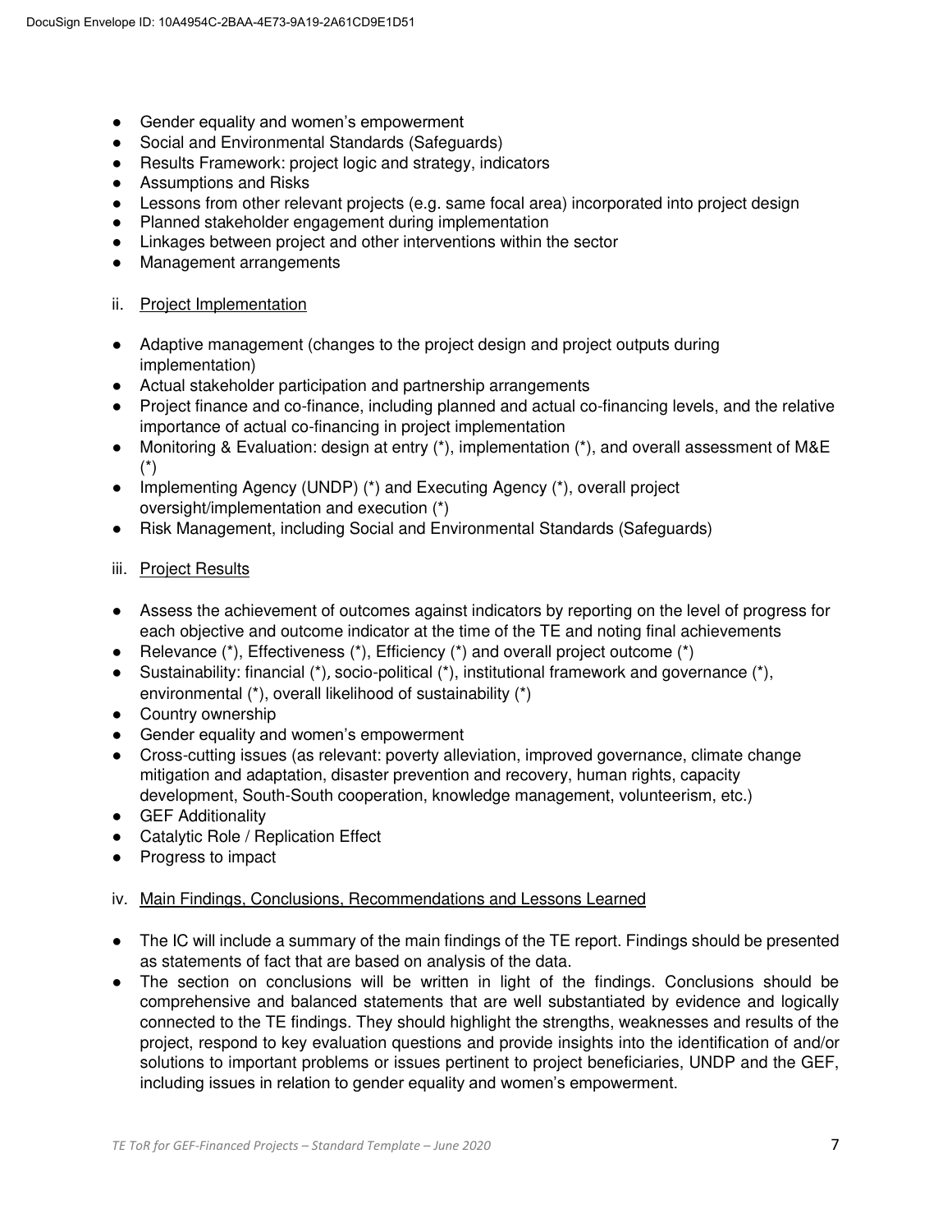- Gender equality and women's empowerment
- Social and Environmental Standards (Safeguards)
- Results Framework: project logic and strategy, indicators
- Assumptions and Risks
- Lessons from other relevant projects (e.g. same focal area) incorporated into project design
- Planned stakeholder engagement during implementation
- Linkages between project and other interventions within the sector
- Management arrangements

ii. Project Implementation

- Adaptive management (changes to the project design and project outputs during implementation)
- Actual stakeholder participation and partnership arrangements
- Project finance and co-finance, including planned and actual co-financing levels, and the relative importance of actual co-financing in project implementation
- Monitoring & Evaluation: design at entry (*), implementation (*), and overall assessment of M&E (*)
- Implementing Agency (UNDP) (*) and Executing Agency (*), overall project oversight/implementation and execution (*)
- Risk Management, including Social and Environmental Standards (Safeguards)

iii. Project Results

- Assess the achievement of outcomes against indicators by reporting on the level of progress for each objective and outcome indicator at the time of the TE and noting final achievements
- Relevance (*), Effectiveness (*), Efficiency (*) and overall project outcome (*)
- Sustainability: financial (*), socio-political (*), institutional framework and governance (*), environmental (*), overall likelihood of sustainability (*)
- Country ownership
- Gender equality and women's empowerment
- Cross-cutting issues (as relevant: poverty alleviation, improved governance, climate change mitigation and adaptation, disaster prevention and recovery, human rights, capacity development, South-South cooperation, knowledge management, volunteerism, etc.)
- GEF Additionality
- Catalytic Role / Replication Effect
- Progress to impact

iv. Main Findings, Conclusions, Recommendations and Lessons Learned

- The IC will include a summary of the main findings of the TE report. Findings should be presented as statements of fact that are based on analysis of the data.
- The section on conclusions will be written in light of the findings. Conclusions should be comprehensive and balanced statements that are well substantiated by evidence and logically connected to the TE findings. They should highlight the strengths, weaknesses and results of the project, respond to key evaluation questions and provide insights into the identification of and/or solutions to important problems or issues pertinent to project beneficiaries, UNDP and the GEF, including issues in relation to gender equality and women's empowerment.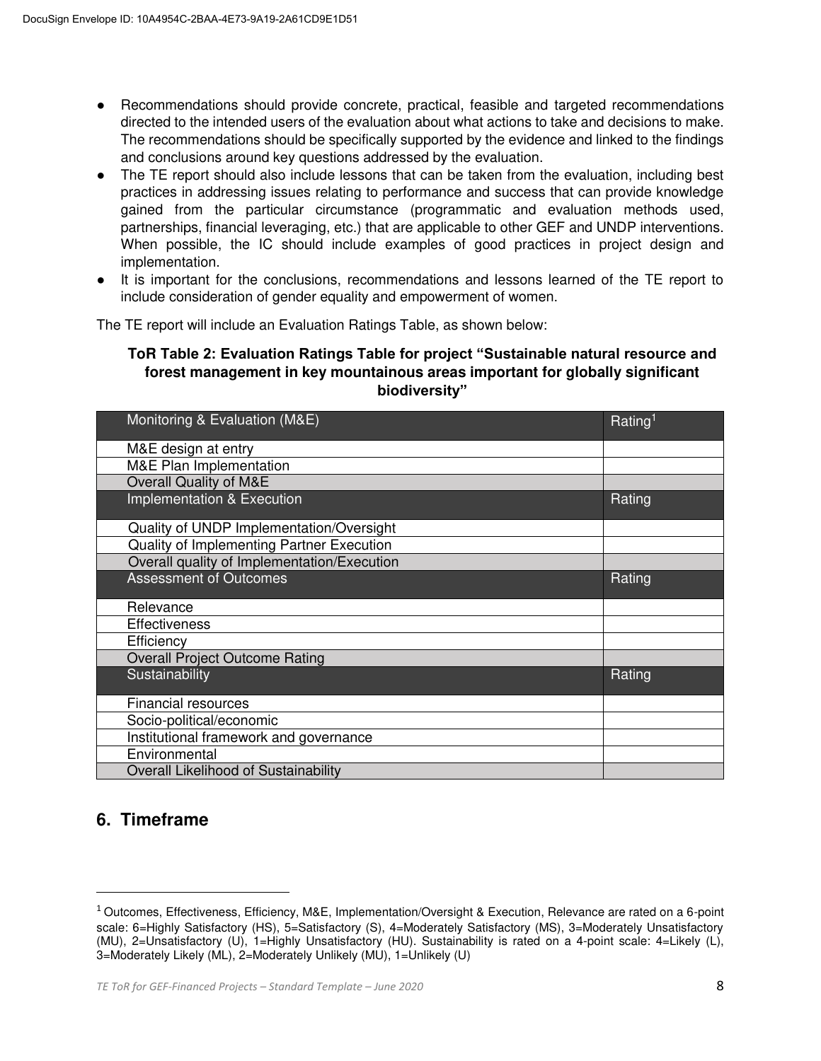- Recommendations should provide concrete, practical, feasible and targeted recommendations directed to the intended users of the evaluation about what actions to take and decisions to make. The recommendations should be specifically supported by the evidence and linked to the findings and conclusions around key questions addressed by the evaluation.
- The TE report should also include lessons that can be taken from the evaluation, including best practices in addressing issues relating to performance and success that can provide knowledge gained from the particular circumstance (programmatic and evaluation methods used, partnerships, financial leveraging, etc.) that are applicable to other GEF and UNDP interventions. When possible, the IC should include examples of good practices in project design and implementation.
- It is important for the conclusions, recommendations and lessons learned of the TE report to include consideration of gender equality and empowerment of women.

The TE report will include an Evaluation Ratings Table, as shown below:

**ToR Table 2: Evaluation Ratings Table for project "Sustainable natural resource and forest management in key mountainous areas important for globally significant biodiversity"**

| Monitoring & Evaluation (M&E) | Rating[1] |
|---|---|
| M&E design at entry | |
| M&E Plan Implementation | |
| Overall Quality of M&E | |
| **Implementation & Execution** | **Rating** |
| Quality of UNDP Implementation/Oversight | |
| Quality of Implementing Partner Execution | |
| Overall quality of Implementation/Execution | |
| **Assessment of Outcomes** | **Rating** |
| Relevance | |
| Effectiveness | |
| Efficiency | |
| Overall Project Outcome Rating | |
| **Sustainability** | **Rating** |
| Financial resources | |
| Socio-political/economic | |
| Institutional framework and governance | |
| Environmental | |
| Overall Likelihood of Sustainability | |

## 6. Timeframe

[1] Outcomes, Effectiveness, Efficiency, M&E, Implementation/Oversight & Execution, Relevance are rated on a 6-point scale: 6=Highly Satisfactory (HS), 5=Satisfactory (S), 4=Moderately Satisfactory (MS), 3=Moderately Unsatisfactory (MU), 2=Unsatisfactory (U), 1=Highly Unsatisfactory (HU). Sustainability is rated on a 4-point scale: 4=Likely (L), 3=Moderately Likely (ML), 2=Moderately Unlikely (MU), 1=Unlikely (U)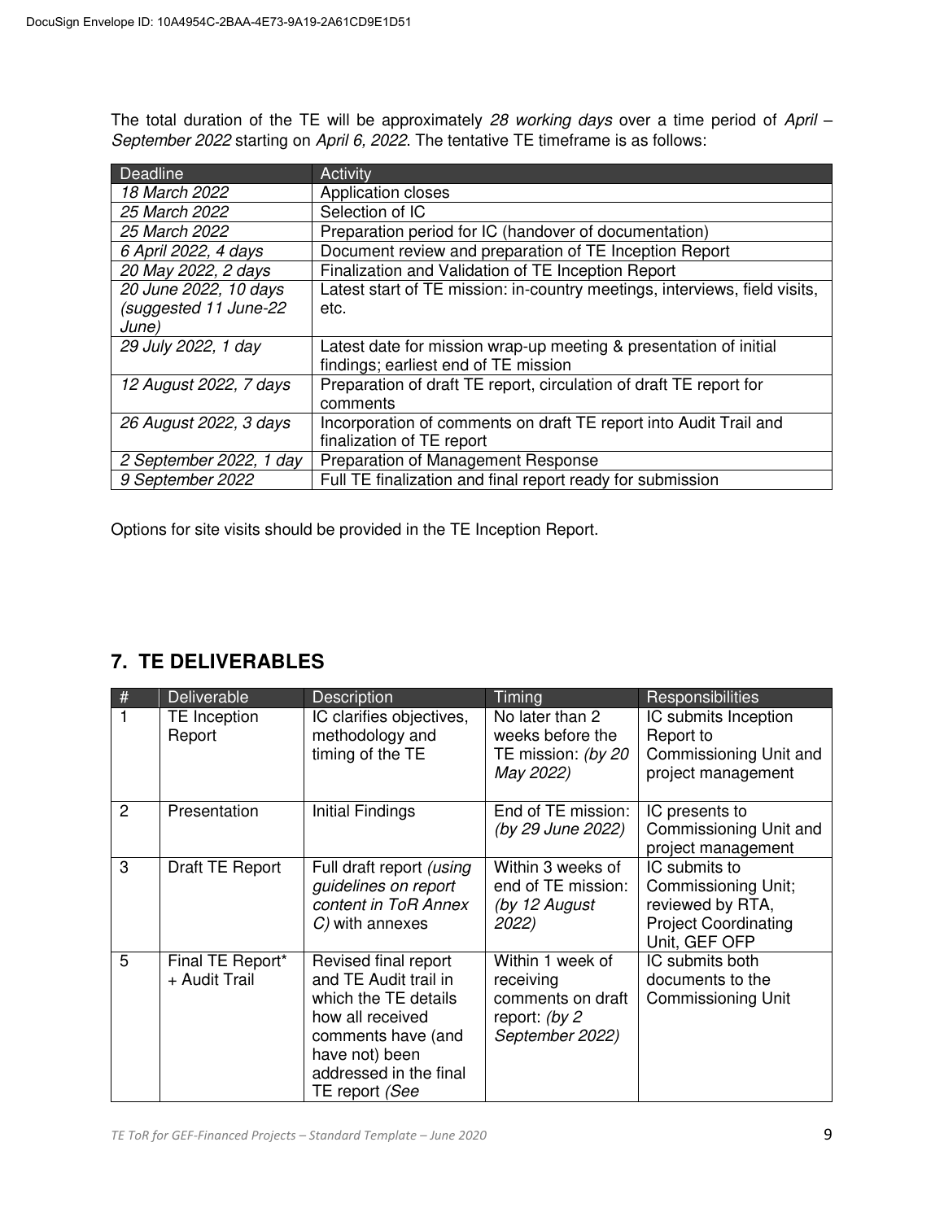The total duration of the TE will be approximately *28 working days* over a time period of *April – September 2022* starting on *April 6, 2022*. The tentative TE timeframe is as follows:

| Deadline | Activity |
|---|---|
| *18 March 2022* | Application closes |
| *25 March 2022* | Selection of IC |
| *25 March 2022* | Preparation period for IC (handover of documentation) |
| *6 April 2022, 4 days* | Document review and preparation of TE Inception Report |
| *20 May 2022, 2 days* | Finalization and Validation of TE Inception Report |
| *20 June 2022, 10 days (suggested 11 June-22 June)* | Latest start of TE mission: in-country meetings, interviews, field visits, etc. |
| *29 July 2022, 1 day* | Latest date for mission wrap-up meeting & presentation of initial findings; earliest end of TE mission |
| *12 August 2022, 7 days* | Preparation of draft TE report, circulation of draft TE report for comments |
| *26 August 2022, 3 days* | Incorporation of comments on draft TE report into Audit Trail and finalization of TE report |
| *2 September 2022, 1 day* | Preparation of Management Response |
| *9 September 2022* | Full TE finalization and final report ready for submission |

Options for site visits should be provided in the TE Inception Report.

## 7. TE DELIVERABLES

| # | Deliverable | Description | Timing | Responsibilities |
|---|---|---|---|---|
| 1 | TE Inception Report | IC clarifies objectives, methodology and timing of the TE | No later than 2 weeks before the TE mission: *(by 20 May 2022)* | IC submits Inception Report to Commissioning Unit and project management |
| 2 | Presentation | Initial Findings | End of TE mission: *(by 29 June 2022)* | IC presents to Commissioning Unit and project management |
| 3 | Draft TE Report | Full draft report *(using guidelines on report content in ToR Annex C)* with annexes | Within 3 weeks of end of TE mission: *(by 12 August 2022)* | IC submits to Commissioning Unit; reviewed by RTA, Project Coordinating Unit, GEF OFP |
| 5 | Final TE Report* + Audit Trail | Revised final report and TE Audit trail in which the TE details how all received comments have (and have not) been addressed in the final TE report *(See* | Within 1 week of receiving comments on draft report: *(by 2 September 2022)* | IC submits both documents to the Commissioning Unit |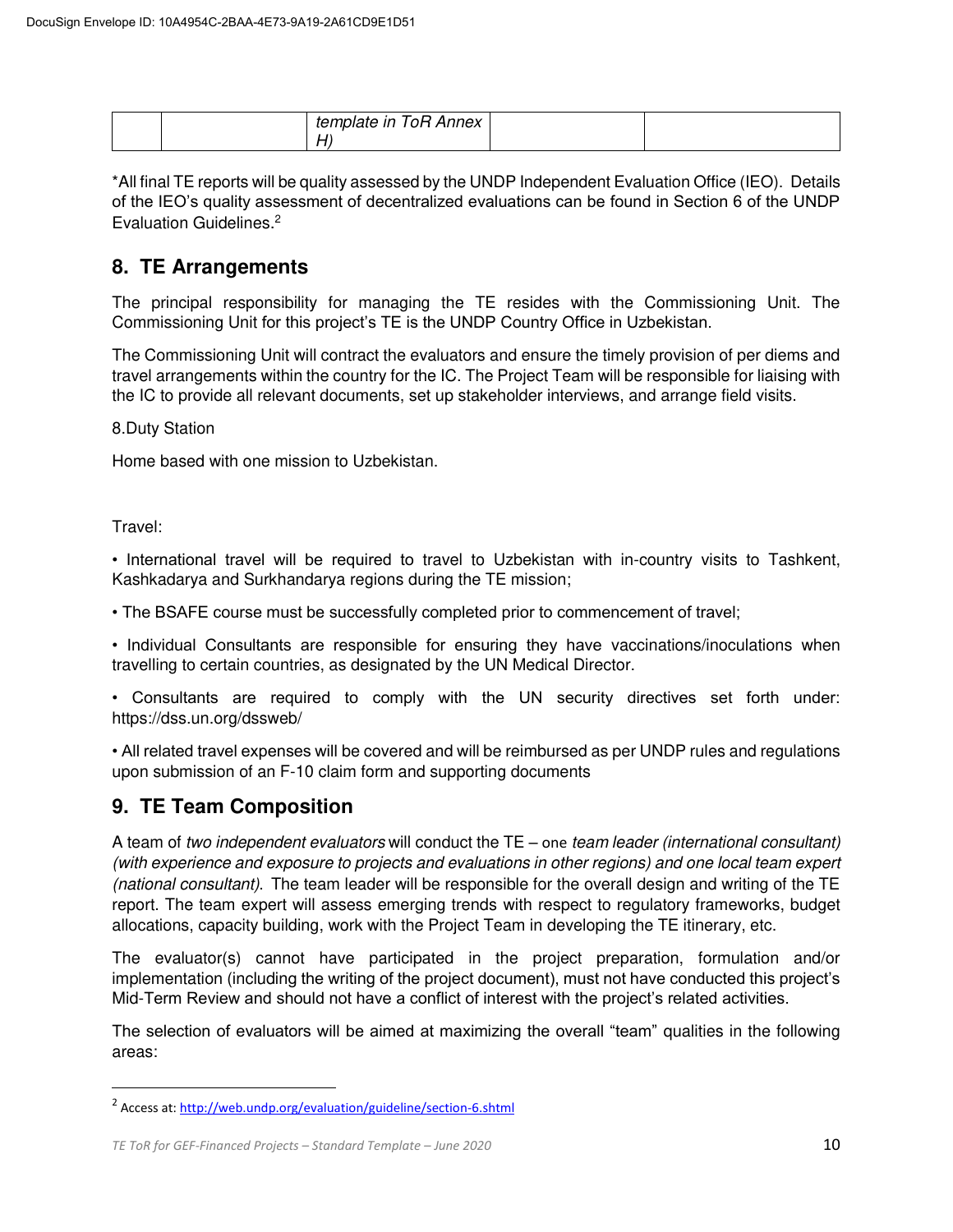|  |  | *template in ToR Annex H)* |  |  |
|---|---|---|---|---|

*All final TE reports will be quality assessed by the UNDP Independent Evaluation Office (IEO). Details of the IEO's quality assessment of decentralized evaluations can be found in Section 6 of the UNDP Evaluation Guidelines.[2]

## 8. TE Arrangements

The principal responsibility for managing the TE resides with the Commissioning Unit. The Commissioning Unit for this project's TE is the UNDP Country Office in Uzbekistan.

The Commissioning Unit will contract the evaluators and ensure the timely provision of per diems and travel arrangements within the country for the IC. The Project Team will be responsible for liaising with the IC to provide all relevant documents, set up stakeholder interviews, and arrange field visits.

8.Duty Station

Home based with one mission to Uzbekistan.

Travel:

• International travel will be required to travel to Uzbekistan with in-country visits to Tashkent, Kashkadarya and Surkhandarya regions during the TE mission;

• The BSAFE course must be successfully completed prior to commencement of travel;

• Individual Consultants are responsible for ensuring they have vaccinations/inoculations when travelling to certain countries, as designated by the UN Medical Director.

• Consultants are required to comply with the UN security directives set forth under: https://dss.un.org/dssweb/

• All related travel expenses will be covered and will be reimbursed as per UNDP rules and regulations upon submission of an F-10 claim form and supporting documents

## 9. TE Team Composition

A team of *two independent evaluators* will conduct the TE – one *team leader (international consultant) (with experience and exposure to projects and evaluations in other regions) and one local team expert (national consultant)*. The team leader will be responsible for the overall design and writing of the TE report. The team expert will assess emerging trends with respect to regulatory frameworks, budget allocations, capacity building, work with the Project Team in developing the TE itinerary, etc.

The evaluator(s) cannot have participated in the project preparation, formulation and/or implementation (including the writing of the project document), must not have conducted this project's Mid-Term Review and should not have a conflict of interest with the project's related activities.

The selection of evaluators will be aimed at maximizing the overall "team" qualities in the following areas:

[2] Access at: http://web.undp.org/evaluation/guideline/section-6.shtml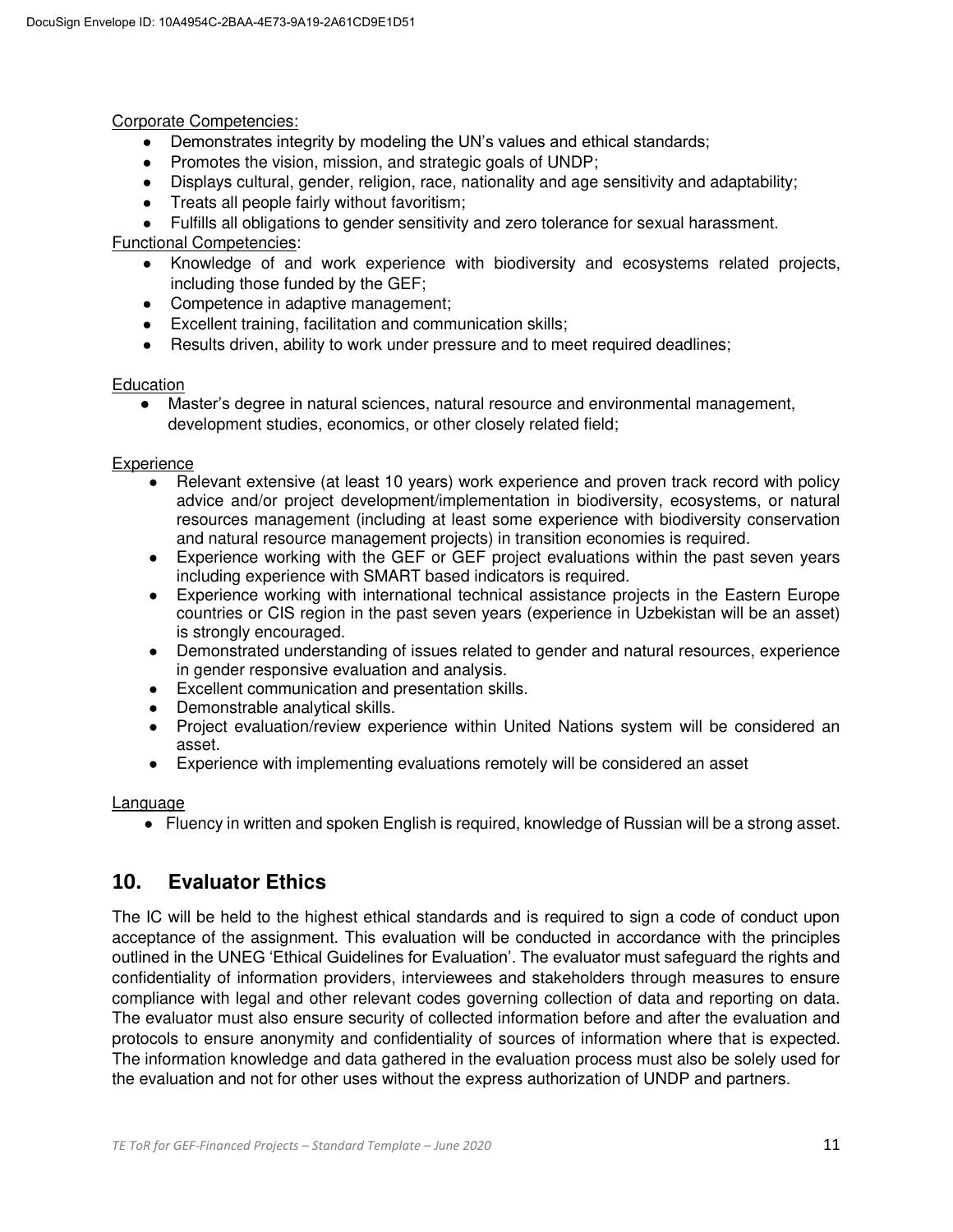Corporate Competencies:

- Demonstrates integrity by modeling the UN's values and ethical standards;
- Promotes the vision, mission, and strategic goals of UNDP;
- Displays cultural, gender, religion, race, nationality and age sensitivity and adaptability;
- Treats all people fairly without favoritism;
- Fulfills all obligations to gender sensitivity and zero tolerance for sexual harassment.

Functional Competencies:

- Knowledge of and work experience with biodiversity and ecosystems related projects, including those funded by the GEF;
- Competence in adaptive management;
- Excellent training, facilitation and communication skills;
- Results driven, ability to work under pressure and to meet required deadlines;

Education

- Master's degree in natural sciences, natural resource and environmental management, development studies, economics, or other closely related field;

Experience

- Relevant extensive (at least 10 years) work experience and proven track record with policy advice and/or project development/implementation in biodiversity, ecosystems, or natural resources management (including at least some experience with biodiversity conservation and natural resource management projects) in transition economies is required.
- Experience working with the GEF or GEF project evaluations within the past seven years including experience with SMART based indicators is required.
- Experience working with international technical assistance projects in the Eastern Europe countries or CIS region in the past seven years (experience in Uzbekistan will be an asset) is strongly encouraged.
- Demonstrated understanding of issues related to gender and natural resources, experience in gender responsive evaluation and analysis.
- Excellent communication and presentation skills.
- Demonstrable analytical skills.
- Project evaluation/review experience within United Nations system will be considered an asset.
- Experience with implementing evaluations remotely will be considered an asset

Language

- Fluency in written and spoken English is required, knowledge of Russian will be a strong asset.

## 10. Evaluator Ethics

The IC will be held to the highest ethical standards and is required to sign a code of conduct upon acceptance of the assignment. This evaluation will be conducted in accordance with the principles outlined in the UNEG 'Ethical Guidelines for Evaluation'. The evaluator must safeguard the rights and confidentiality of information providers, interviewees and stakeholders through measures to ensure compliance with legal and other relevant codes governing collection of data and reporting on data. The evaluator must also ensure security of collected information before and after the evaluation and protocols to ensure anonymity and confidentiality of sources of information where that is expected. The information knowledge and data gathered in the evaluation process must also be solely used for the evaluation and not for other uses without the express authorization of UNDP and partners.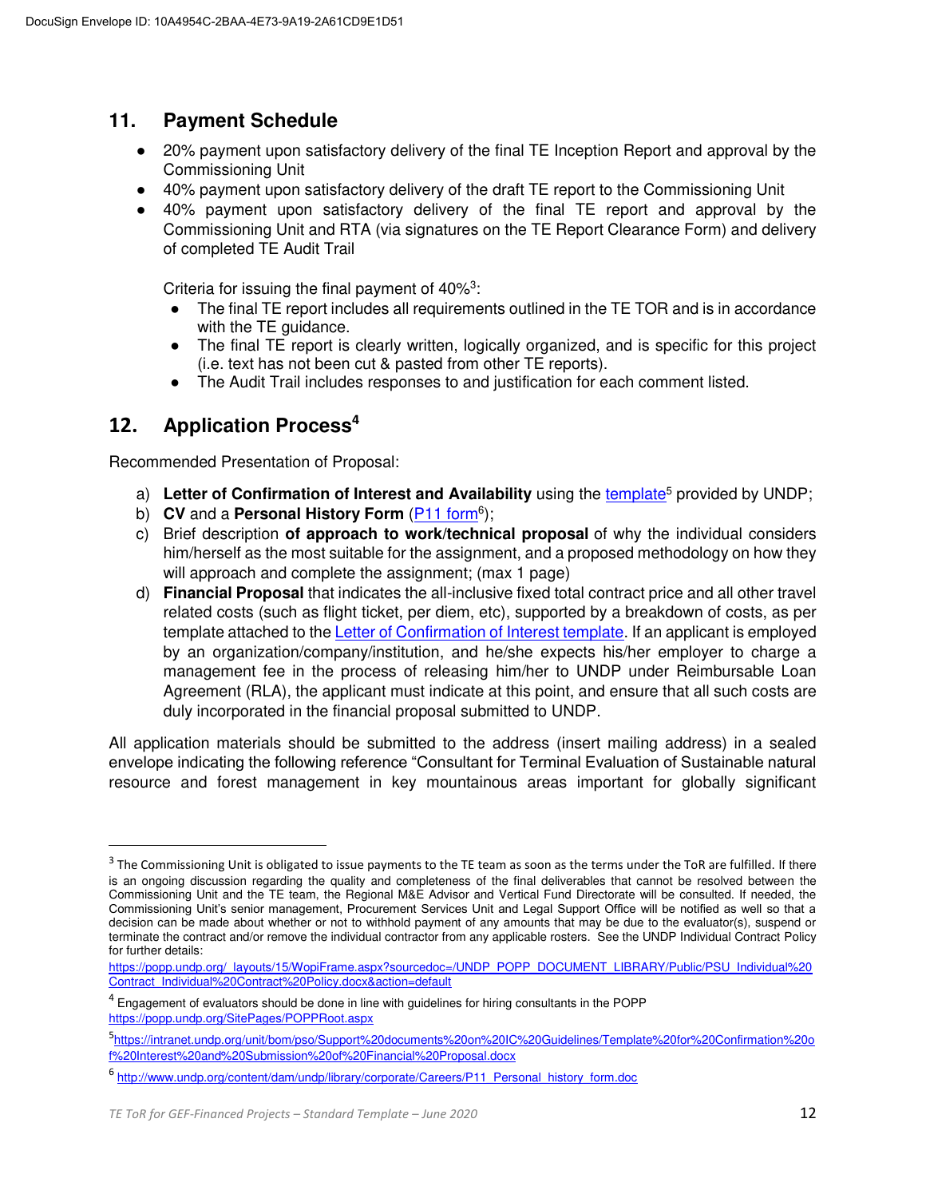## 11. Payment Schedule

- 20% payment upon satisfactory delivery of the final TE Inception Report and approval by the Commissioning Unit
- 40% payment upon satisfactory delivery of the draft TE report to the Commissioning Unit
- 40% payment upon satisfactory delivery of the final TE report and approval by the Commissioning Unit and RTA (via signatures on the TE Report Clearance Form) and delivery of completed TE Audit Trail

  Criteria for issuing the final payment of 40%[3]:
  - The final TE report includes all requirements outlined in the TE TOR and is in accordance with the TE guidance.
  - The final TE report is clearly written, logically organized, and is specific for this project (i.e. text has not been cut & pasted from other TE reports).
  - The Audit Trail includes responses to and justification for each comment listed.

## 12. Application Process[4]

Recommended Presentation of Proposal:

a) **Letter of Confirmation of Interest and Availability** using the template[5] provided by UNDP;
b) **CV** and a **Personal History Form** (P11 form[6]);
c) Brief description **of approach to work/technical proposal** of why the individual considers him/herself as the most suitable for the assignment, and a proposed methodology on how they will approach and complete the assignment; (max 1 page)
d) **Financial Proposal** that indicates the all-inclusive fixed total contract price and all other travel related costs (such as flight ticket, per diem, etc), supported by a breakdown of costs, as per template attached to the Letter of Confirmation of Interest template. If an applicant is employed by an organization/company/institution, and he/she expects his/her employer to charge a management fee in the process of releasing him/her to UNDP under Reimbursable Loan Agreement (RLA), the applicant must indicate at this point, and ensure that all such costs are duly incorporated in the financial proposal submitted to UNDP.

All application materials should be submitted to the address (insert mailing address) in a sealed envelope indicating the following reference "Consultant for Terminal Evaluation of Sustainable natural resource and forest management in key mountainous areas important for globally significant

---

[3] The Commissioning Unit is obligated to issue payments to the TE team as soon as the terms under the ToR are fulfilled. If there is an ongoing discussion regarding the quality and completeness of the final deliverables that cannot be resolved between the Commissioning Unit and the TE team, the Regional M&E Advisor and Vertical Fund Directorate will be consulted. If needed, the Commissioning Unit's senior management, Procurement Services Unit and Legal Support Office will be notified as well so that a decision can be made about whether or not to withhold payment of any amounts that may be due to the evaluator(s), suspend or terminate the contract and/or remove the individual contractor from any applicable rosters. See the UNDP Individual Contract Policy for further details: https://popp.undp.org/_layouts/15/WopiFrame.aspx?sourcedoc=/UNDP_POPP_DOCUMENT_LIBRARY/Public/PSU_Individual%20Contract_Individual%20Contract%20Policy.docx&action=default

[4] Engagement of evaluators should be done in line with guidelines for hiring consultants in the POPP https://popp.undp.org/SitePages/POPPRoot.aspx

[5] https://intranet.undp.org/unit/bom/pso/Support%20documents%20on%20IC%20Guidelines/Template%20for%20Confirmation%20of%20Interest%20and%20Submission%20of%20Financial%20Proposal.docx

[6] http://www.undp.org/content/dam/undp/library/corporate/Careers/P11_Personal_history_form.doc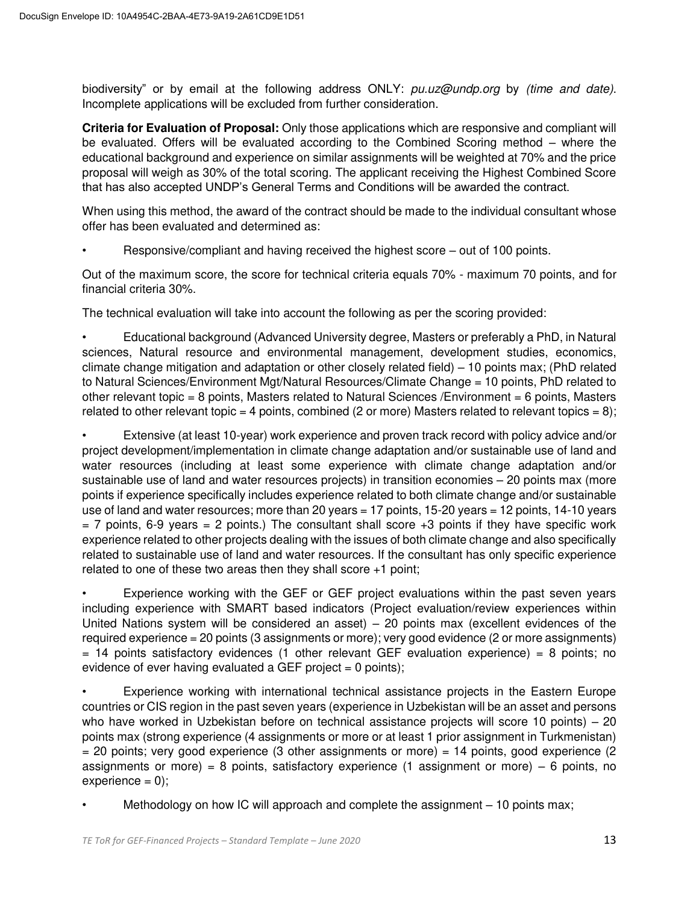biodiversity" or by email at the following address ONLY: *pu.uz@undp.org* by *(time and date)*. Incomplete applications will be excluded from further consideration.

**Criteria for Evaluation of Proposal:** Only those applications which are responsive and compliant will be evaluated. Offers will be evaluated according to the Combined Scoring method – where the educational background and experience on similar assignments will be weighted at 70% and the price proposal will weigh as 30% of the total scoring. The applicant receiving the Highest Combined Score that has also accepted UNDP's General Terms and Conditions will be awarded the contract.

When using this method, the award of the contract should be made to the individual consultant whose offer has been evaluated and determined as:

- Responsive/compliant and having received the highest score – out of 100 points.

Out of the maximum score, the score for technical criteria equals 70% - maximum 70 points, and for financial criteria 30%.

The technical evaluation will take into account the following as per the scoring provided:

- Educational background (Advanced University degree, Masters or preferably a PhD, in Natural sciences, Natural resource and environmental management, development studies, economics, climate change mitigation and adaptation or other closely related field) – 10 points max; (PhD related to Natural Sciences/Environment Mgt/Natural Resources/Climate Change = 10 points, PhD related to other relevant topic = 8 points, Masters related to Natural Sciences /Environment = 6 points, Masters related to other relevant topic = 4 points, combined (2 or more) Masters related to relevant topics = 8);

- Extensive (at least 10-year) work experience and proven track record with policy advice and/or project development/implementation in climate change adaptation and/or sustainable use of land and water resources (including at least some experience with climate change adaptation and/or sustainable use of land and water resources projects) in transition economies – 20 points max (more points if experience specifically includes experience related to both climate change and/or sustainable use of land and water resources; more than 20 years = 17 points, 15-20 years = 12 points, 14-10 years = 7 points, 6-9 years = 2 points.) The consultant shall score +3 points if they have specific work experience related to other projects dealing with the issues of both climate change and also specifically related to sustainable use of land and water resources. If the consultant has only specific experience related to one of these two areas then they shall score +1 point;

- Experience working with the GEF or GEF project evaluations within the past seven years including experience with SMART based indicators (Project evaluation/review experiences within United Nations system will be considered an asset) – 20 points max (excellent evidences of the required experience = 20 points (3 assignments or more); very good evidence (2 or more assignments) = 14 points satisfactory evidences (1 other relevant GEF evaluation experience) = 8 points; no evidence of ever having evaluated a GEF project = 0 points);

- Experience working with international technical assistance projects in the Eastern Europe countries or CIS region in the past seven years (experience in Uzbekistan will be an asset and persons who have worked in Uzbekistan before on technical assistance projects will score 10 points) – 20 points max (strong experience (4 assignments or more or at least 1 prior assignment in Turkmenistan) = 20 points; very good experience (3 other assignments or more) = 14 points, good experience (2 assignments or more) = 8 points, satisfactory experience (1 assignment or more) – 6 points, no experience = 0);

- Methodology on how IC will approach and complete the assignment – 10 points max;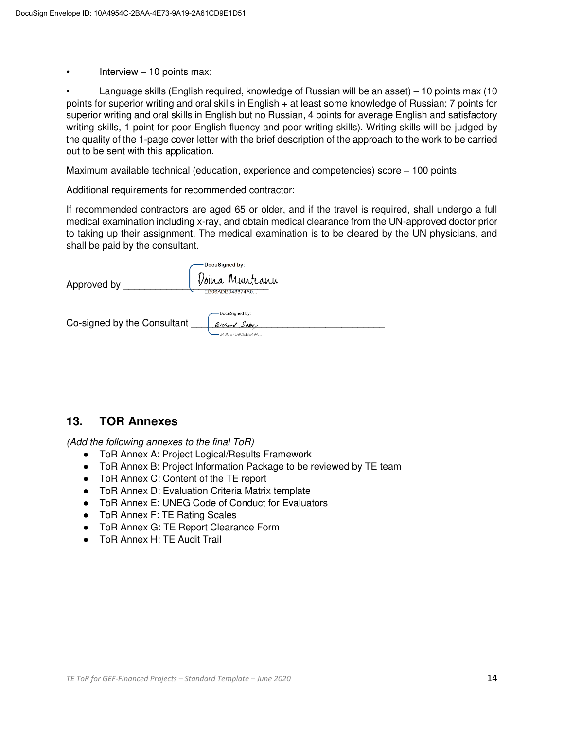- Interview – 10 points max;
- Language skills (English required, knowledge of Russian will be an asset) – 10 points max (10 points for superior writing and oral skills in English + at least some knowledge of Russian; 7 points for superior writing and oral skills in English but no Russian, 4 points for average English and satisfactory writing skills, 1 point for poor English fluency and poor writing skills). Writing skills will be judged by the quality of the 1-page cover letter with the brief description of the approach to the work to be carried out to be sent with this application.

Maximum available technical (education, experience and competencies) score – 100 points.

Additional requirements for recommended contractor:

If recommended contractors are aged 65 or older, and if the travel is required, shall undergo a full medical examination including x-ray, and obtain medical clearance from the UN-approved doctor prior to taking up their assignment. The medical examination is to be cleared by the UN physicians, and shall be paid by the consultant.

Approved by ____________ DocuSigned by: Doina Munteanu EB96ADB348874A0...

Co-signed by the Consultant ____________ DocuSigned by: Richard Sobey 243CE7D9CEEE49A...

## 13. TOR Annexes

*(Add the following annexes to the final ToR)*

- ToR Annex A: Project Logical/Results Framework
- ToR Annex B: Project Information Package to be reviewed by TE team
- ToR Annex C: Content of the TE report
- ToR Annex D: Evaluation Criteria Matrix template
- ToR Annex E: UNEG Code of Conduct for Evaluators
- ToR Annex F: TE Rating Scales
- ToR Annex G: TE Report Clearance Form
- ToR Annex H: TE Audit Trail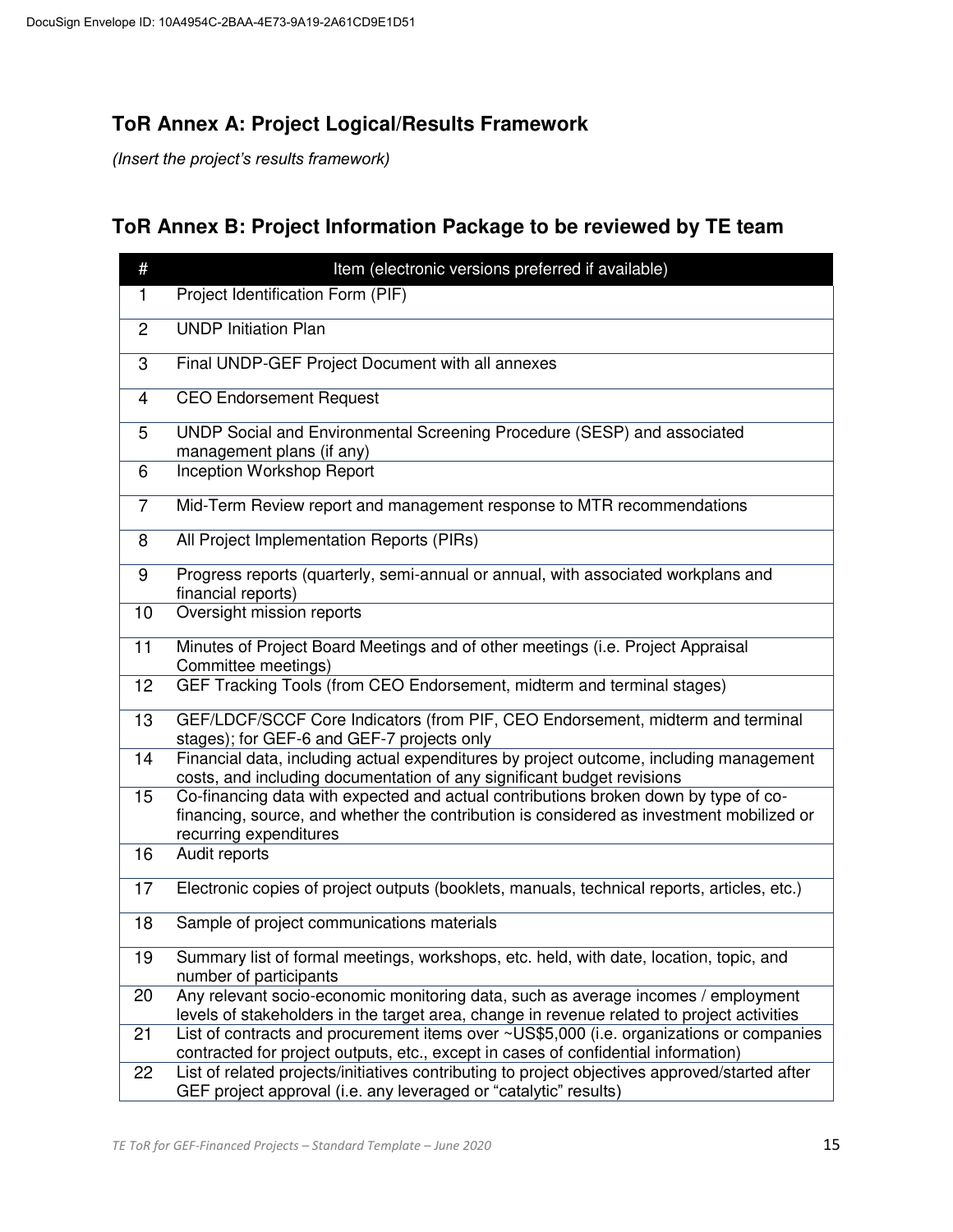## ToR Annex A: Project Logical/Results Framework

*(Insert the project's results framework)*

## ToR Annex B: Project Information Package to be reviewed by TE team

| # | Item (electronic versions preferred if available) |
|---|---|
| 1 | Project Identification Form (PIF) |
| 2 | UNDP Initiation Plan |
| 3 | Final UNDP-GEF Project Document with all annexes |
| 4 | CEO Endorsement Request |
| 5 | UNDP Social and Environmental Screening Procedure (SESP) and associated management plans (if any) |
| 6 | Inception Workshop Report |
| 7 | Mid-Term Review report and management response to MTR recommendations |
| 8 | All Project Implementation Reports (PIRs) |
| 9 | Progress reports (quarterly, semi-annual or annual, with associated workplans and financial reports) |
| 10 | Oversight mission reports |
| 11 | Minutes of Project Board Meetings and of other meetings (i.e. Project Appraisal Committee meetings) |
| 12 | GEF Tracking Tools (from CEO Endorsement, midterm and terminal stages) |
| 13 | GEF/LDCF/SCCF Core Indicators (from PIF, CEO Endorsement, midterm and terminal stages); for GEF-6 and GEF-7 projects only |
| 14 | Financial data, including actual expenditures by project outcome, including management costs, and including documentation of any significant budget revisions |
| 15 | Co-financing data with expected and actual contributions broken down by type of co-financing, source, and whether the contribution is considered as investment mobilized or recurring expenditures |
| 16 | Audit reports |
| 17 | Electronic copies of project outputs (booklets, manuals, technical reports, articles, etc.) |
| 18 | Sample of project communications materials |
| 19 | Summary list of formal meetings, workshops, etc. held, with date, location, topic, and number of participants |
| 20 | Any relevant socio-economic monitoring data, such as average incomes / employment levels of stakeholders in the target area, change in revenue related to project activities |
| 21 | List of contracts and procurement items over ~US$5,000 (i.e. organizations or companies contracted for project outputs, etc., except in cases of confidential information) |
| 22 | List of related projects/initiatives contributing to project objectives approved/started after GEF project approval (i.e. any leveraged or "catalytic" results) |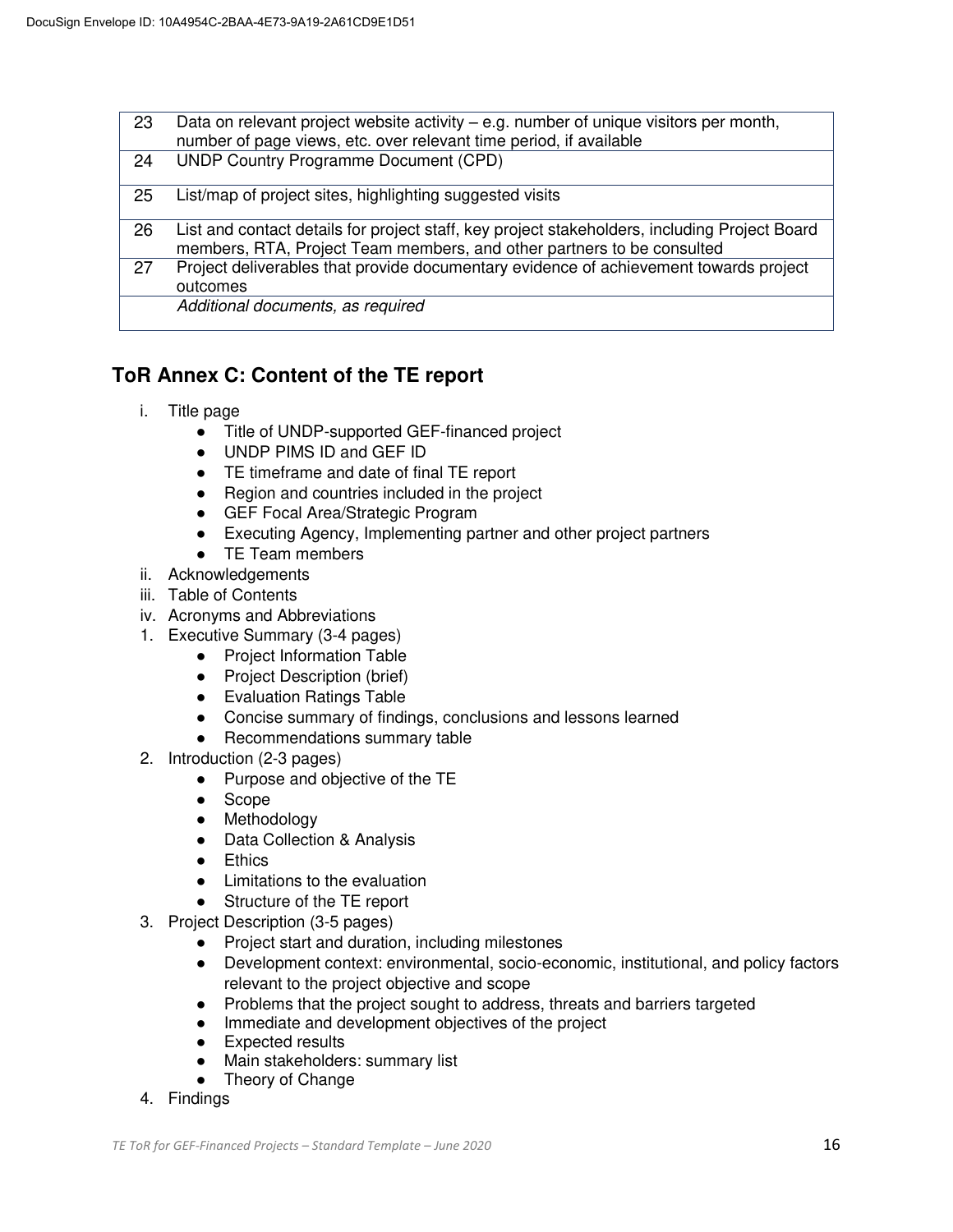| | |
|---|---|
| 23 | Data on relevant project website activity – e.g. number of unique visitors per month, number of page views, etc. over relevant time period, if available |
| 24 | UNDP Country Programme Document (CPD) |
| 25 | List/map of project sites, highlighting suggested visits |
| 26 | List and contact details for project staff, key project stakeholders, including Project Board members, RTA, Project Team members, and other partners to be consulted |
| 27 | Project deliverables that provide documentary evidence of achievement towards project outcomes |
| | *Additional documents, as required* |

## ToR Annex C: Content of the TE report

i. Title page
   - Title of UNDP-supported GEF-financed project
   - UNDP PIMS ID and GEF ID
   - TE timeframe and date of final TE report
   - Region and countries included in the project
   - GEF Focal Area/Strategic Program
   - Executing Agency, Implementing partner and other project partners
   - TE Team members

ii. Acknowledgements

iii. Table of Contents

iv. Acronyms and Abbreviations

1. Executive Summary (3-4 pages)
   - Project Information Table
   - Project Description (brief)
   - Evaluation Ratings Table
   - Concise summary of findings, conclusions and lessons learned
   - Recommendations summary table
2. Introduction (2-3 pages)
   - Purpose and objective of the TE
   - Scope
   - Methodology
   - Data Collection & Analysis
   - Ethics
   - Limitations to the evaluation
   - Structure of the TE report
3. Project Description (3-5 pages)
   - Project start and duration, including milestones
   - Development context: environmental, socio-economic, institutional, and policy factors relevant to the project objective and scope
   - Problems that the project sought to address, threats and barriers targeted
   - Immediate and development objectives of the project
   - Expected results
   - Main stakeholders: summary list
   - Theory of Change
4. Findings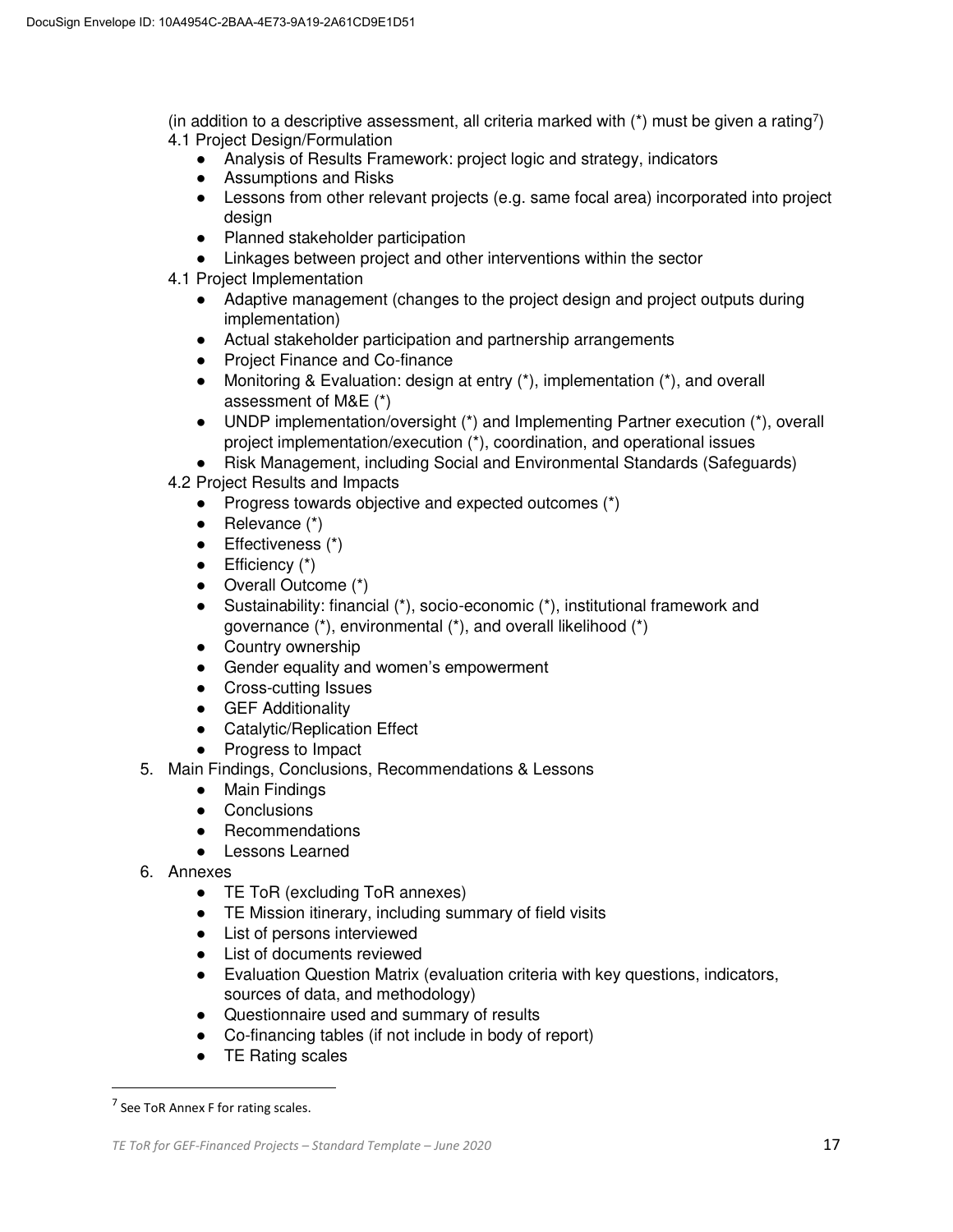(in addition to a descriptive assessment, all criteria marked with (*) must be given a rating[7])

4.1 Project Design/Formulation

- Analysis of Results Framework: project logic and strategy, indicators
- Assumptions and Risks
- Lessons from other relevant projects (e.g. same focal area) incorporated into project design
- Planned stakeholder participation
- Linkages between project and other interventions within the sector

4.1 Project Implementation

- Adaptive management (changes to the project design and project outputs during implementation)
- Actual stakeholder participation and partnership arrangements
- Project Finance and Co-finance
- Monitoring & Evaluation: design at entry (*), implementation (*), and overall assessment of M&E (*)
- UNDP implementation/oversight (*) and Implementing Partner execution (*), overall project implementation/execution (*), coordination, and operational issues
- Risk Management, including Social and Environmental Standards (Safeguards)

4.2 Project Results and Impacts

- Progress towards objective and expected outcomes (*)
- Relevance (*)
- Effectiveness (*)
- Efficiency (*)
- Overall Outcome (*)
- Sustainability: financial (*), socio-economic (*), institutional framework and governance (*), environmental (*), and overall likelihood (*)
- Country ownership
- Gender equality and women's empowerment
- Cross-cutting Issues
- GEF Additionality
- Catalytic/Replication Effect
- Progress to Impact

5. Main Findings, Conclusions, Recommendations & Lessons
   - Main Findings
   - Conclusions
   - Recommendations
   - Lessons Learned
6. Annexes
   - TE ToR (excluding ToR annexes)
   - TE Mission itinerary, including summary of field visits
   - List of persons interviewed
   - List of documents reviewed
   - Evaluation Question Matrix (evaluation criteria with key questions, indicators, sources of data, and methodology)
   - Questionnaire used and summary of results
   - Co-financing tables (if not include in body of report)
   - TE Rating scales

[7] See ToR Annex F for rating scales.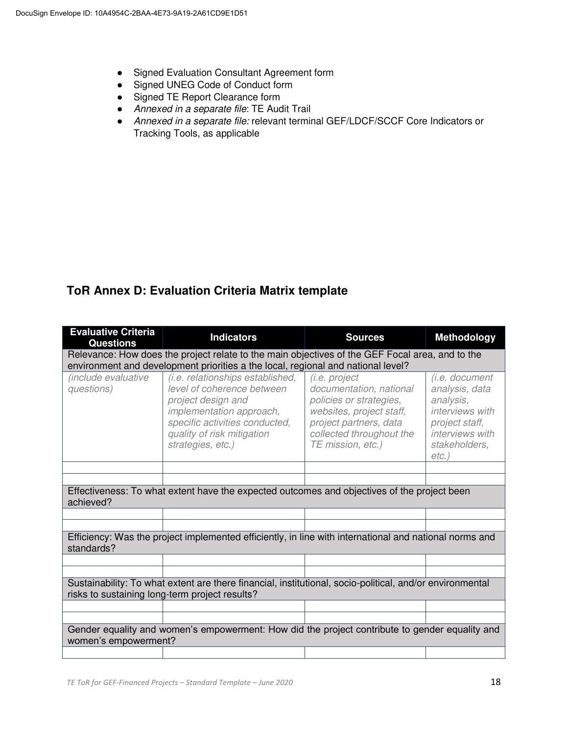- Signed Evaluation Consultant Agreement form
- Signed UNEG Code of Conduct form
- Signed TE Report Clearance form
- *Annexed in a separate file*: TE Audit Trail
- *Annexed in a separate file:* relevant terminal GEF/LDCF/SCCF Core Indicators or Tracking Tools, as applicable

## ToR Annex D: Evaluation Criteria Matrix template

| Evaluative Criteria Questions | Indicators | Sources | Methodology |
|---|---|---|---|
| Relevance: How does the project relate to the main objectives of the GEF Focal area, and to the environment and development priorities a the local, regional and national level? | | | |
| *(include evaluative questions)* | *(i.e. relationships established, level of coherence between project design and implementation approach, specific activities conducted, quality of risk mitigation strategies, etc.)* | *(i.e. project documentation, national policies or strategies, websites, project staff, project partners, data collected throughout the TE mission, etc.)* | *(i.e. document analysis, data analysis, interviews with project staff, interviews with stakeholders, etc.)* |
| | | | |
| | | | |
| Effectiveness: To what extent have the expected outcomes and objectives of the project been achieved? | | | |
| | | | |
| | | | |
| Efficiency: Was the project implemented efficiently, in line with international and national norms and standards? | | | |
| | | | |
| | | | |
| Sustainability: To what extent are there financial, institutional, socio-political, and/or environmental risks to sustaining long-term project results? | | | |
| | | | |
| | | | |
| Gender equality and women's empowerment: How did the project contribute to gender equality and women's empowerment? | | | |
| | | | |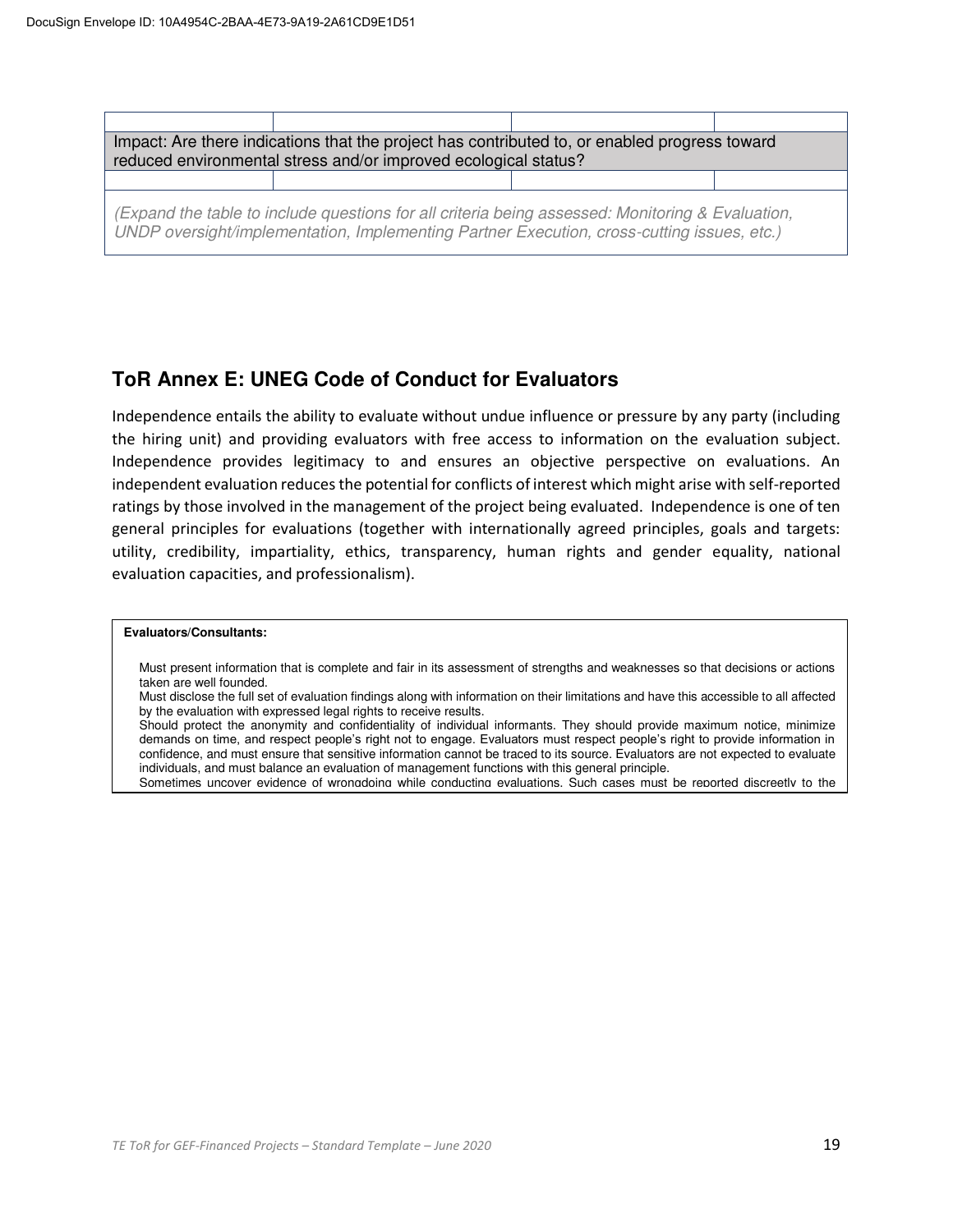| | | | |
|---|---|---|---|
| Impact: Are there indications that the project has contributed to, or enabled progress toward reduced environmental stress and/or improved ecological status? | | | |
| | | | |
| *(Expand the table to include questions for all criteria being assessed: Monitoring & Evaluation, UNDP oversight/implementation, Implementing Partner Execution, cross-cutting issues, etc.)* | | | |

## ToR Annex E: UNEG Code of Conduct for Evaluators

Independence entails the ability to evaluate without undue influence or pressure by any party (including the hiring unit) and providing evaluators with free access to information on the evaluation subject. Independence provides legitimacy to and ensures an objective perspective on evaluations. An independent evaluation reduces the potential for conflicts of interest which might arise with self-reported ratings by those involved in the management of the project being evaluated. Independence is one of ten general principles for evaluations (together with internationally agreed principles, goals and targets: utility, credibility, impartiality, ethics, transparency, human rights and gender equality, national evaluation capacities, and professionalism).

**Evaluators/Consultants:**

Must present information that is complete and fair in its assessment of strengths and weaknesses so that decisions or actions taken are well founded.

Must disclose the full set of evaluation findings along with information on their limitations and have this accessible to all affected by the evaluation with expressed legal rights to receive results.

Should protect the anonymity and confidentiality of individual informants. They should provide maximum notice, minimize demands on time, and respect people's right not to engage. Evaluators must respect people's right to provide information in confidence, and must ensure that sensitive information cannot be traced to its source. Evaluators are not expected to evaluate individuals, and must balance an evaluation of management functions with this general principle.

Sometimes uncover evidence of wrongdoing while conducting evaluations. Such cases must be reported discreetly to the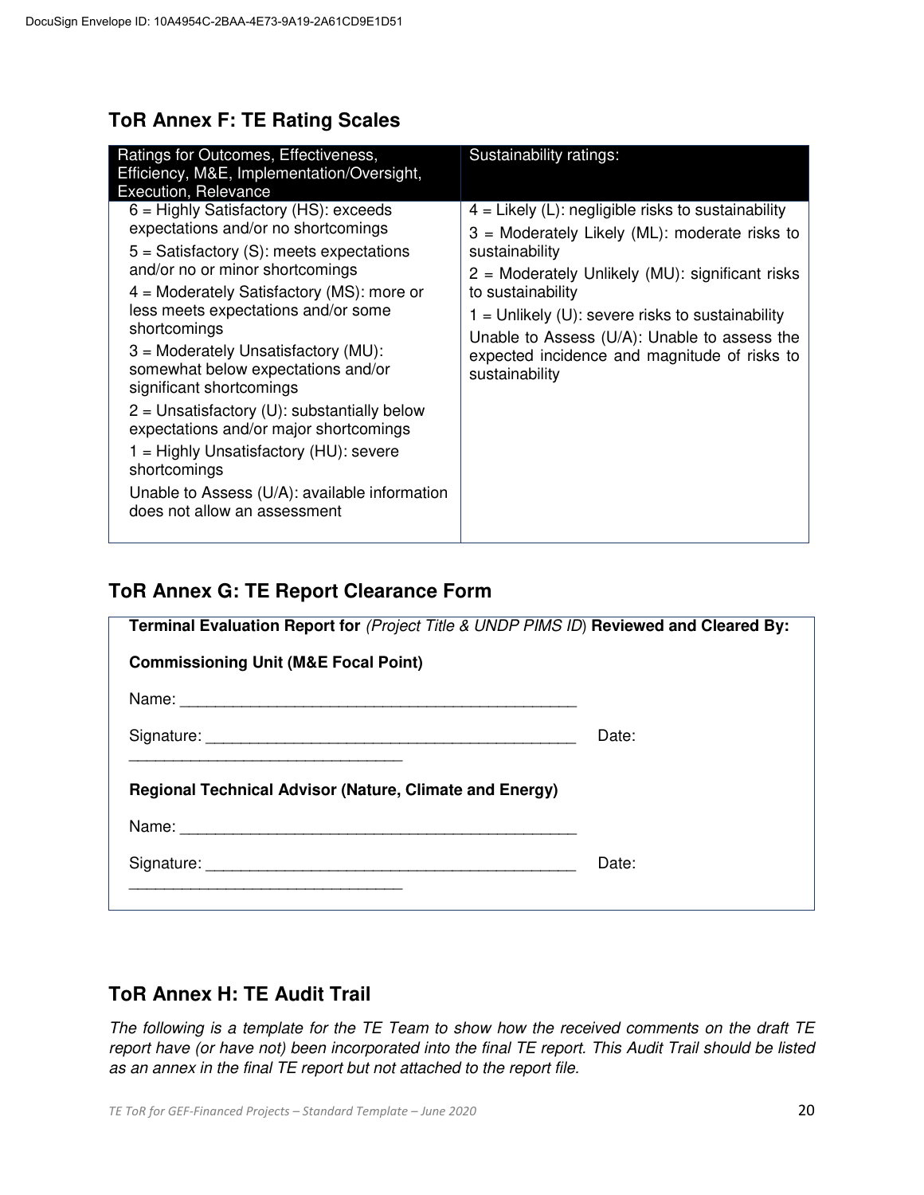## ToR Annex F: TE Rating Scales

| Ratings for Outcomes, Effectiveness, Efficiency, M&E, Implementation/Oversight, Execution, Relevance | Sustainability ratings: |
|---|---|
| 6 = Highly Satisfactory (HS): exceeds expectations and/or no shortcomings<br>5 = Satisfactory (S): meets expectations and/or no or minor shortcomings<br>4 = Moderately Satisfactory (MS): more or less meets expectations and/or some shortcomings<br>3 = Moderately Unsatisfactory (MU): somewhat below expectations and/or significant shortcomings<br>2 = Unsatisfactory (U): substantially below expectations and/or major shortcomings<br>1 = Highly Unsatisfactory (HU): severe shortcomings<br>Unable to Assess (U/A): available information does not allow an assessment | 4 = Likely (L): negligible risks to sustainability<br>3 = Moderately Likely (ML): moderate risks to sustainability<br>2 = Moderately Unlikely (MU): significant risks to sustainability<br>1 = Unlikely (U): severe risks to sustainability<br>Unable to Assess (U/A): Unable to assess the expected incidence and magnitude of risks to sustainability |

## ToR Annex G: TE Report Clearance Form

**Terminal Evaluation Report for** *(Project Title & UNDP PIMS ID)* **Reviewed and Cleared By:**

**Commissioning Unit (M&E Focal Point)**

Name: _____________________________________________

Signature: ___________________________________________ Date: _______________________________

**Regional Technical Advisor (Nature, Climate and Energy)**

Name: _____________________________________________

Signature: ___________________________________________ Date: _______________________________

## ToR Annex H: TE Audit Trail

*The following is a template for the TE Team to show how the received comments on the draft TE report have (or have not) been incorporated into the final TE report. This Audit Trail should be listed as an annex in the final TE report but not attached to the report file.*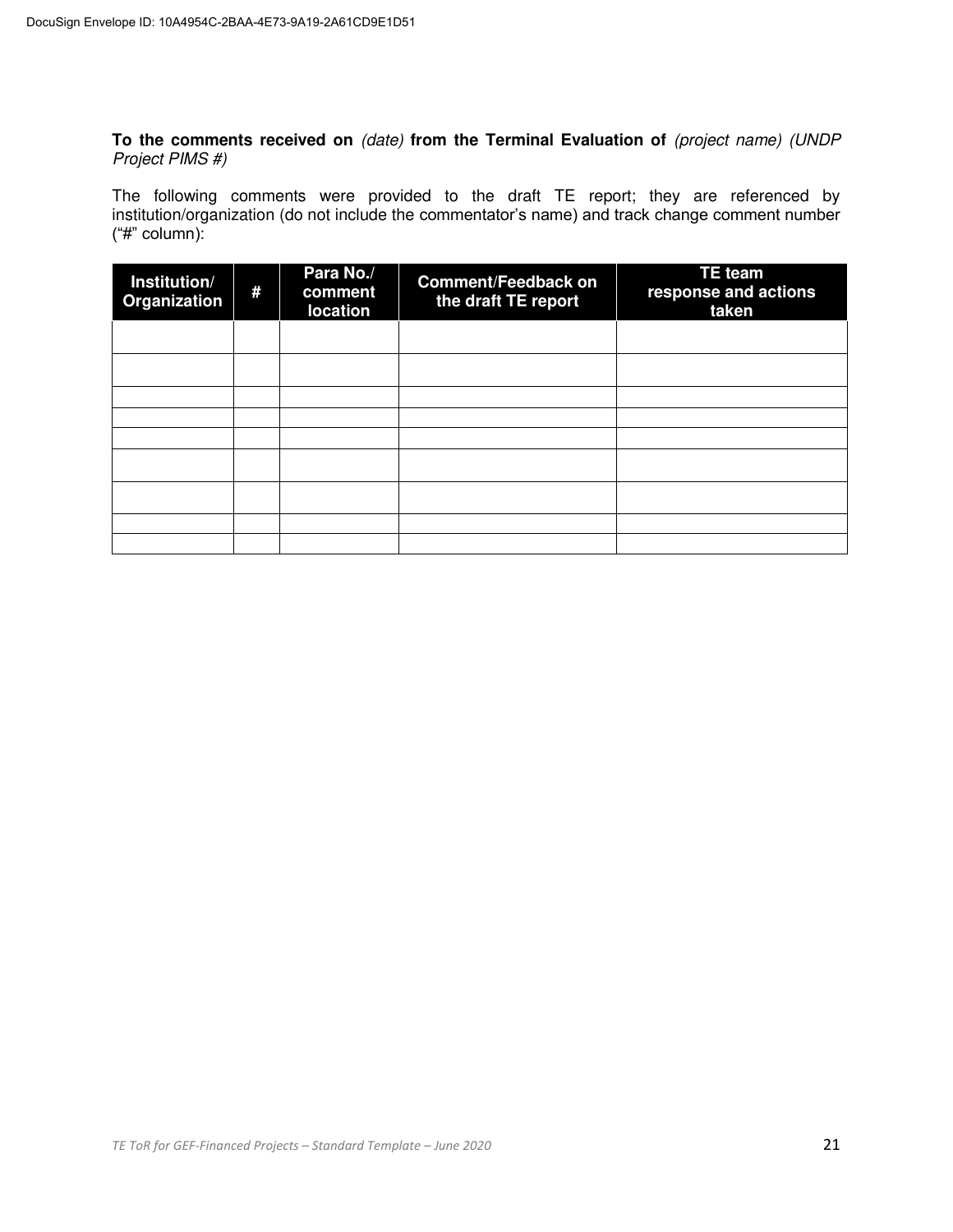**To the comments received on** *(date)* **from the Terminal Evaluation of** *(project name) (UNDP Project PIMS #)*

The following comments were provided to the draft TE report; they are referenced by institution/organization (do not include the commentator's name) and track change comment number ("#" column):

| Institution/ Organization | # | Para No./ comment location | Comment/Feedback on the draft TE report | TE team response and actions taken |
|---|---|---|---|---|
| | | | | |
| | | | | |
| | | | | |
| | | | | |
| | | | | |
| | | | | |
| | | | | |
| | | | | |
| | | | | |